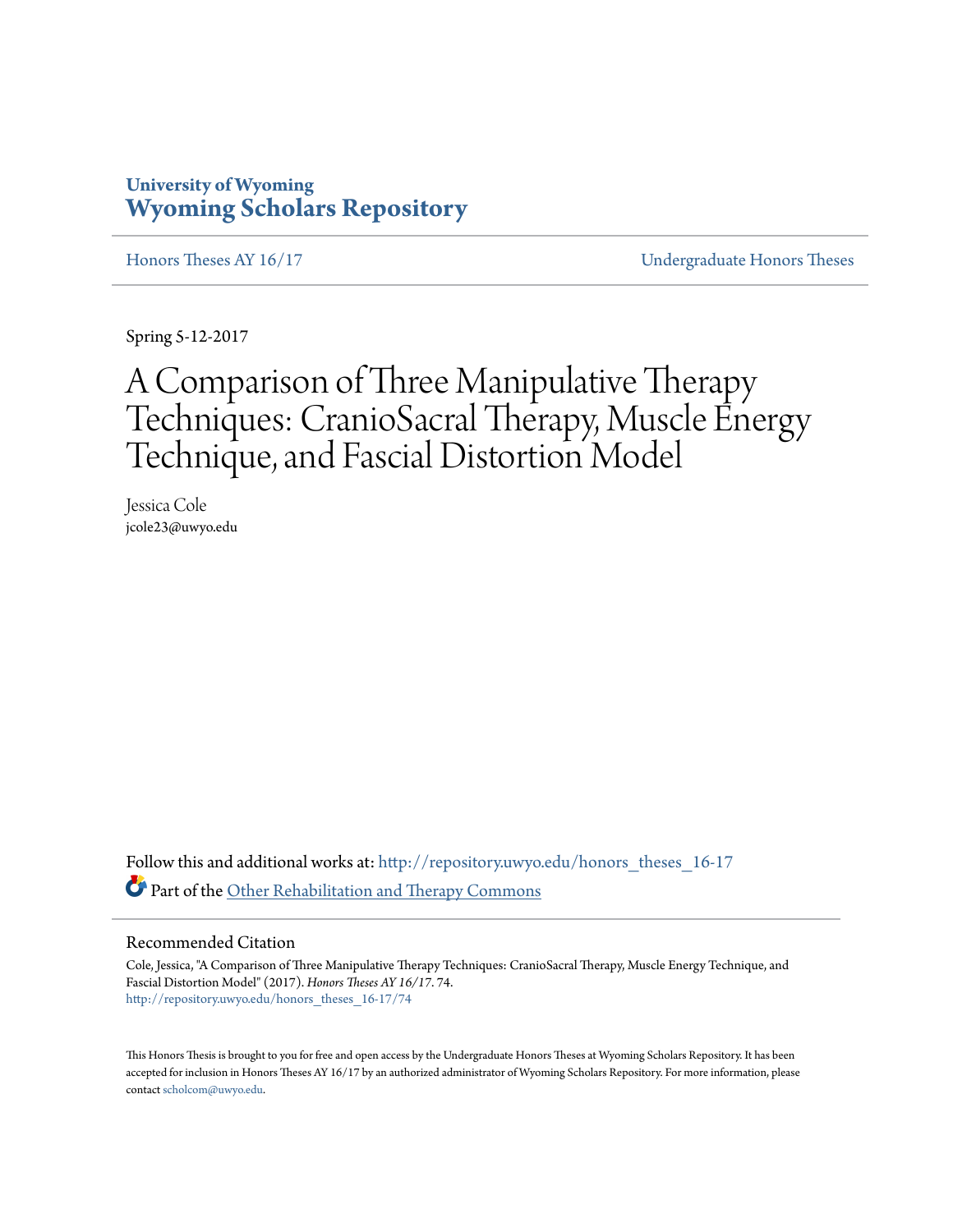**University of Wyoming**
**Wyoming Scholars Repository**

Honors Theses AY 16/17 | Undergraduate Honors Theses

Spring 5-12-2017

# A Comparison of Three Manipulative Therapy Techniques: CranioSacral Therapy, Muscle Energy Technique, and Fascial Distortion Model

Jessica Cole
jcole23@uwyo.edu

Follow this and additional works at: http://repository.uwyo.edu/honors_theses_16-17

Part of the Other Rehabilitation and Therapy Commons

## Recommended Citation

Cole, Jessica, "A Comparison of Three Manipulative Therapy Techniques: CranioSacral Therapy, Muscle Energy Technique, and Fascial Distortion Model" (2017). *Honors Theses AY 16/17*. 74.
http://repository.uwyo.edu/honors_theses_16-17/74

This Honors Thesis is brought to you for free and open access by the Undergraduate Honors Theses at Wyoming Scholars Repository. It has been accepted for inclusion in Honors Theses AY 16/17 by an authorized administrator of Wyoming Scholars Repository. For more information, please contact scholcom@uwyo.edu.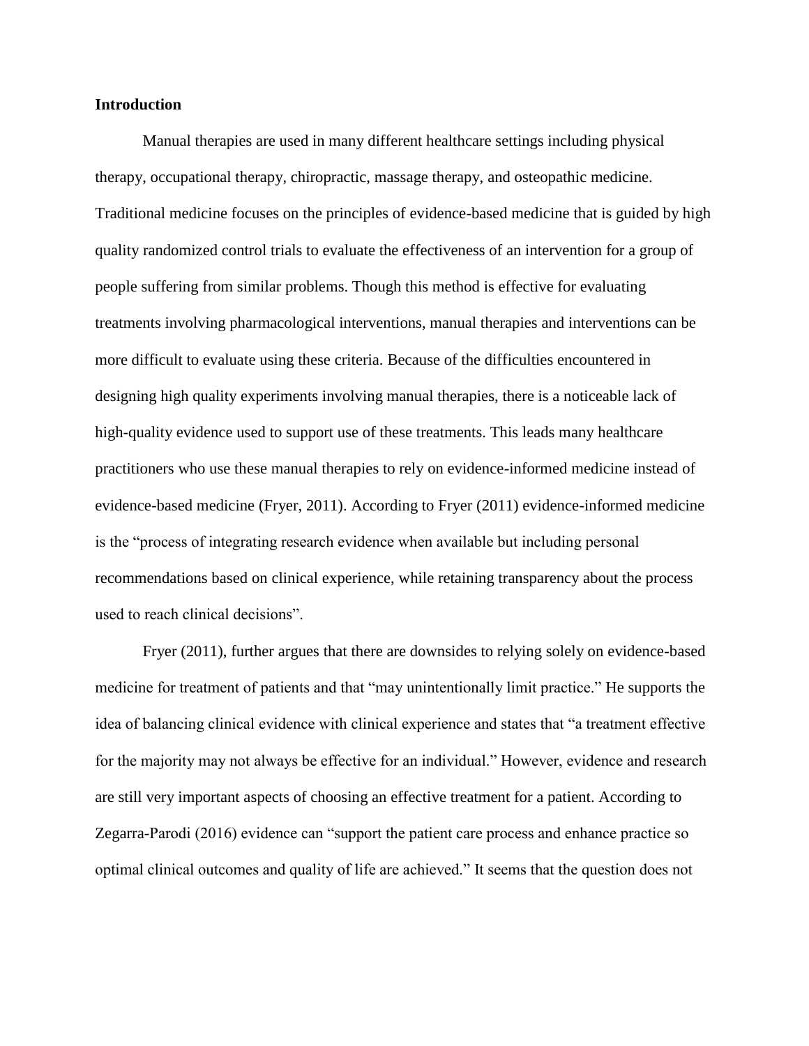**Introduction**

Manual therapies are used in many different healthcare settings including physical therapy, occupational therapy, chiropractic, massage therapy, and osteopathic medicine. Traditional medicine focuses on the principles of evidence-based medicine that is guided by high quality randomized control trials to evaluate the effectiveness of an intervention for a group of people suffering from similar problems. Though this method is effective for evaluating treatments involving pharmacological interventions, manual therapies and interventions can be more difficult to evaluate using these criteria. Because of the difficulties encountered in designing high quality experiments involving manual therapies, there is a noticeable lack of high-quality evidence used to support use of these treatments. This leads many healthcare practitioners who use these manual therapies to rely on evidence-informed medicine instead of evidence-based medicine (Fryer, 2011). According to Fryer (2011) evidence-informed medicine is the "process of integrating research evidence when available but including personal recommendations based on clinical experience, while retaining transparency about the process used to reach clinical decisions".

Fryer (2011), further argues that there are downsides to relying solely on evidence-based medicine for treatment of patients and that "may unintentionally limit practice." He supports the idea of balancing clinical evidence with clinical experience and states that "a treatment effective for the majority may not always be effective for an individual." However, evidence and research are still very important aspects of choosing an effective treatment for a patient. According to Zegarra-Parodi (2016) evidence can "support the patient care process and enhance practice so optimal clinical outcomes and quality of life are achieved." It seems that the question does not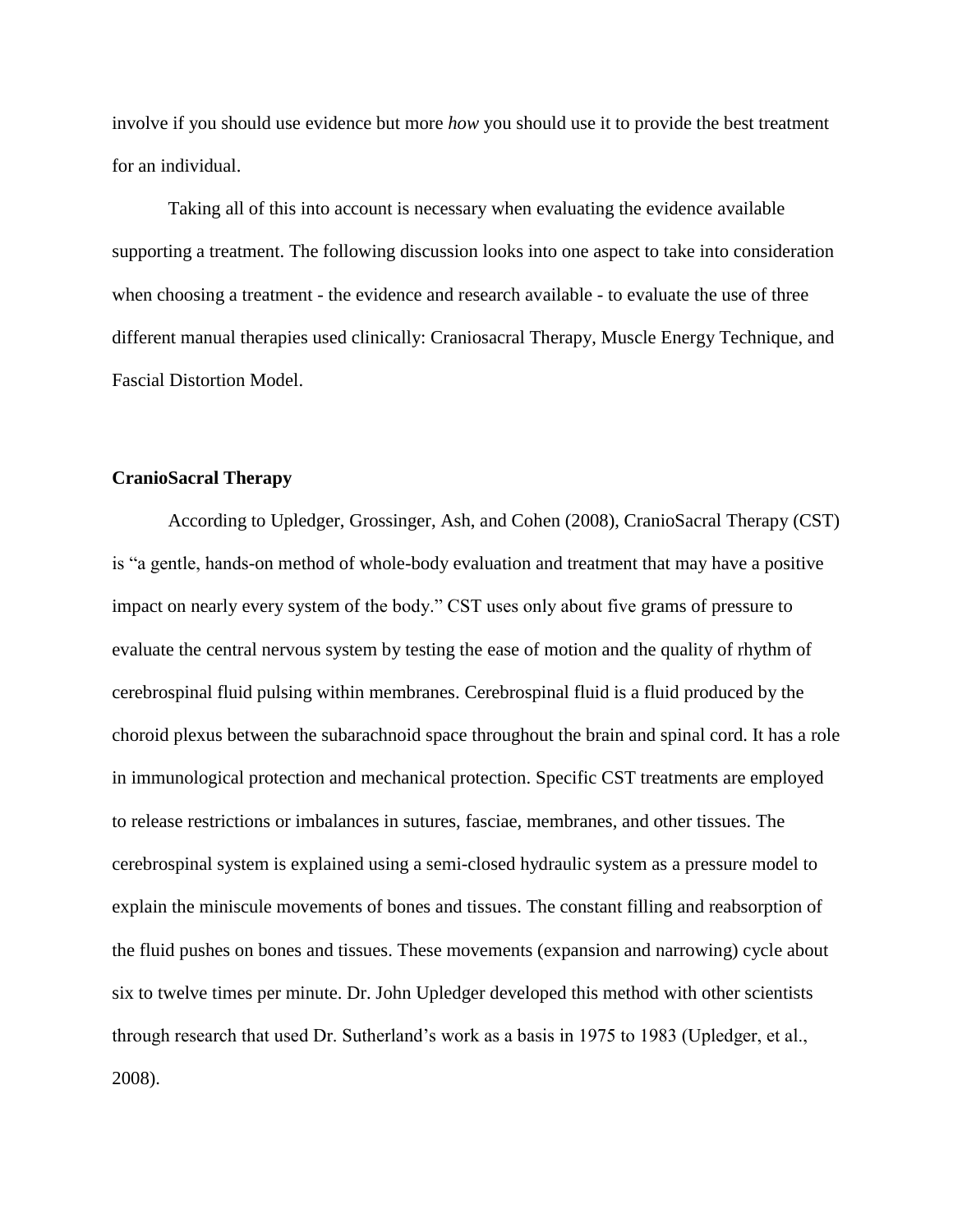involve if you should use evidence but more *how* you should use it to provide the best treatment for an individual.

Taking all of this into account is necessary when evaluating the evidence available supporting a treatment. The following discussion looks into one aspect to take into consideration when choosing a treatment - the evidence and research available - to evaluate the use of three different manual therapies used clinically: Craniosacral Therapy, Muscle Energy Technique, and Fascial Distortion Model.

**CranioSacral Therapy**

According to Upledger, Grossinger, Ash, and Cohen (2008), CranioSacral Therapy (CST) is "a gentle, hands-on method of whole-body evaluation and treatment that may have a positive impact on nearly every system of the body." CST uses only about five grams of pressure to evaluate the central nervous system by testing the ease of motion and the quality of rhythm of cerebrospinal fluid pulsing within membranes. Cerebrospinal fluid is a fluid produced by the choroid plexus between the subarachnoid space throughout the brain and spinal cord. It has a role in immunological protection and mechanical protection. Specific CST treatments are employed to release restrictions or imbalances in sutures, fasciae, membranes, and other tissues. The cerebrospinal system is explained using a semi-closed hydraulic system as a pressure model to explain the miniscule movements of bones and tissues. The constant filling and reabsorption of the fluid pushes on bones and tissues. These movements (expansion and narrowing) cycle about six to twelve times per minute. Dr. John Upledger developed this method with other scientists through research that used Dr. Sutherland's work as a basis in 1975 to 1983 (Upledger, et al., 2008).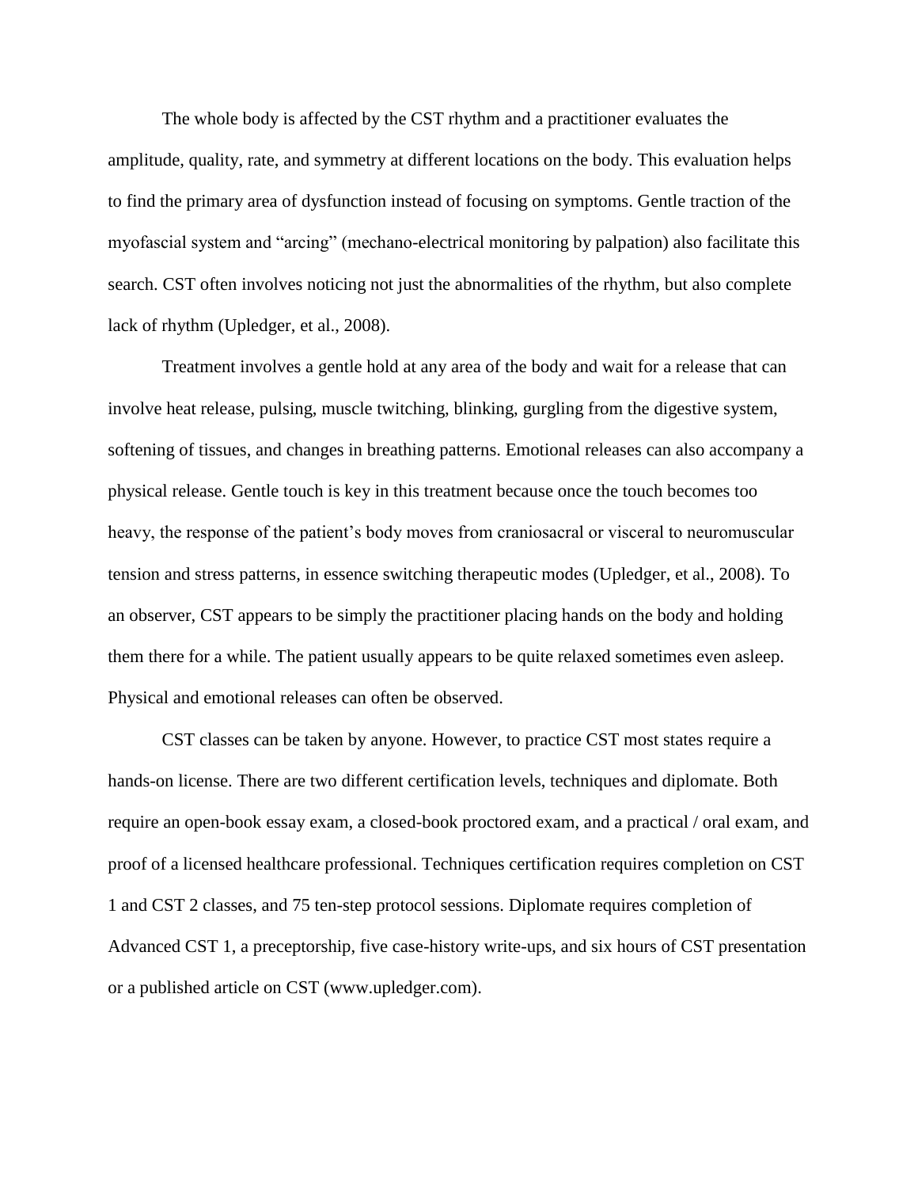The whole body is affected by the CST rhythm and a practitioner evaluates the amplitude, quality, rate, and symmetry at different locations on the body. This evaluation helps to find the primary area of dysfunction instead of focusing on symptoms. Gentle traction of the myofascial system and "arcing" (mechano-electrical monitoring by palpation) also facilitate this search. CST often involves noticing not just the abnormalities of the rhythm, but also complete lack of rhythm (Upledger, et al., 2008).

Treatment involves a gentle hold at any area of the body and wait for a release that can involve heat release, pulsing, muscle twitching, blinking, gurgling from the digestive system, softening of tissues, and changes in breathing patterns. Emotional releases can also accompany a physical release. Gentle touch is key in this treatment because once the touch becomes too heavy, the response of the patient's body moves from craniosacral or visceral to neuromuscular tension and stress patterns, in essence switching therapeutic modes (Upledger, et al., 2008). To an observer, CST appears to be simply the practitioner placing hands on the body and holding them there for a while. The patient usually appears to be quite relaxed sometimes even asleep. Physical and emotional releases can often be observed.

CST classes can be taken by anyone. However, to practice CST most states require a hands-on license. There are two different certification levels, techniques and diplomate. Both require an open-book essay exam, a closed-book proctored exam, and a practical / oral exam, and proof of a licensed healthcare professional. Techniques certification requires completion on CST 1 and CST 2 classes, and 75 ten-step protocol sessions. Diplomate requires completion of Advanced CST 1, a preceptorship, five case-history write-ups, and six hours of CST presentation or a published article on CST (www.upledger.com).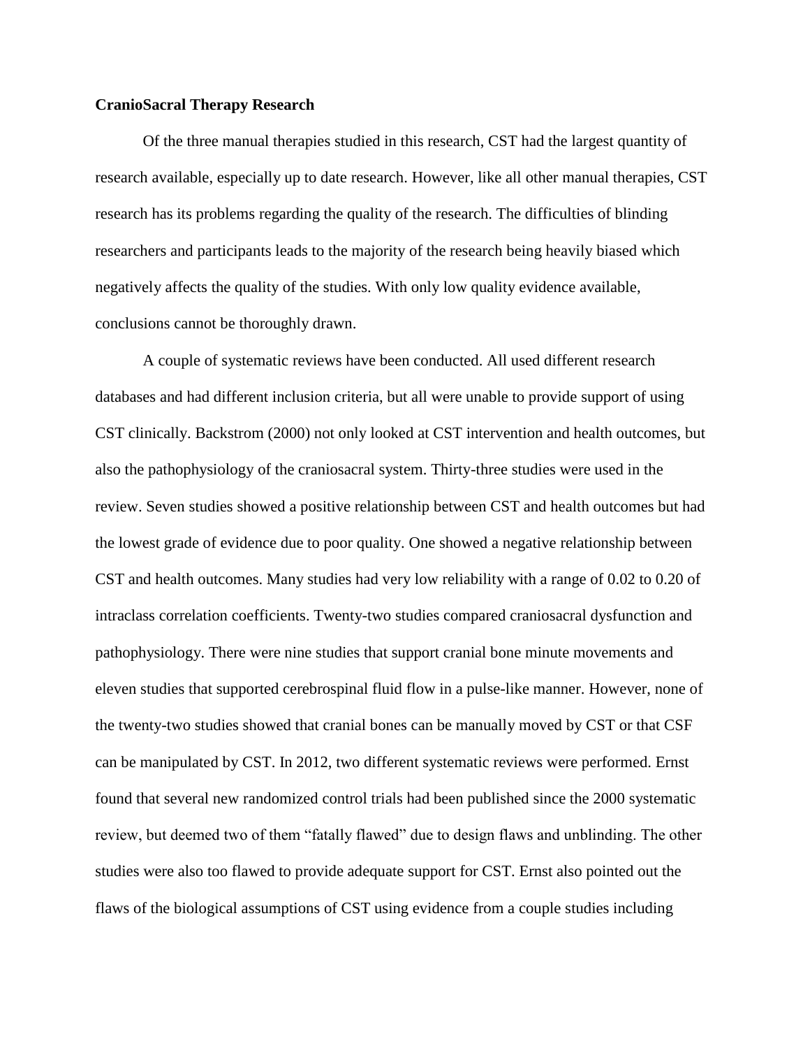**CranioSacral Therapy Research**

Of the three manual therapies studied in this research, CST had the largest quantity of research available, especially up to date research. However, like all other manual therapies, CST research has its problems regarding the quality of the research. The difficulties of blinding researchers and participants leads to the majority of the research being heavily biased which negatively affects the quality of the studies. With only low quality evidence available, conclusions cannot be thoroughly drawn.

A couple of systematic reviews have been conducted. All used different research databases and had different inclusion criteria, but all were unable to provide support of using CST clinically. Backstrom (2000) not only looked at CST intervention and health outcomes, but also the pathophysiology of the craniosacral system. Thirty-three studies were used in the review. Seven studies showed a positive relationship between CST and health outcomes but had the lowest grade of evidence due to poor quality. One showed a negative relationship between CST and health outcomes. Many studies had very low reliability with a range of 0.02 to 0.20 of intraclass correlation coefficients. Twenty-two studies compared craniosacral dysfunction and pathophysiology. There were nine studies that support cranial bone minute movements and eleven studies that supported cerebrospinal fluid flow in a pulse-like manner. However, none of the twenty-two studies showed that cranial bones can be manually moved by CST or that CSF can be manipulated by CST. In 2012, two different systematic reviews were performed. Ernst found that several new randomized control trials had been published since the 2000 systematic review, but deemed two of them "fatally flawed" due to design flaws and unblinding. The other studies were also too flawed to provide adequate support for CST. Ernst also pointed out the flaws of the biological assumptions of CST using evidence from a couple studies including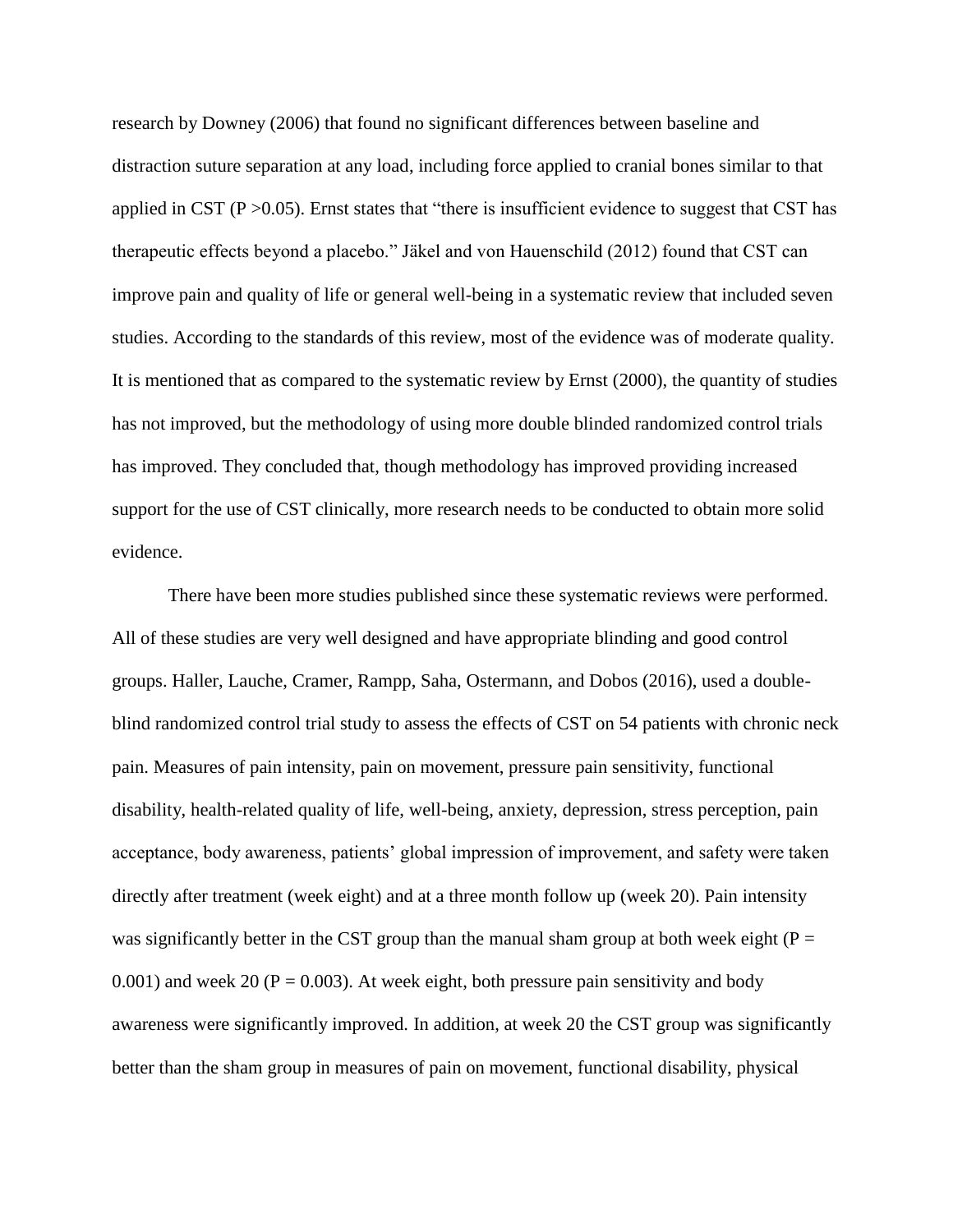research by Downey (2006) that found no significant differences between baseline and distraction suture separation at any load, including force applied to cranial bones similar to that applied in CST ($P > 0.05$). Ernst states that "there is insufficient evidence to suggest that CST has therapeutic effects beyond a placebo." Jäkel and von Hauenschild (2012) found that CST can improve pain and quality of life or general well-being in a systematic review that included seven studies. According to the standards of this review, most of the evidence was of moderate quality. It is mentioned that as compared to the systematic review by Ernst (2000), the quantity of studies has not improved, but the methodology of using more double blinded randomized control trials has improved. They concluded that, though methodology has improved providing increased support for the use of CST clinically, more research needs to be conducted to obtain more solid evidence.

There have been more studies published since these systematic reviews were performed. All of these studies are very well designed and have appropriate blinding and good control groups. Haller, Lauche, Cramer, Rampp, Saha, Ostermann, and Dobos (2016), used a double-blind randomized control trial study to assess the effects of CST on 54 patients with chronic neck pain. Measures of pain intensity, pain on movement, pressure pain sensitivity, functional disability, health-related quality of life, well-being, anxiety, depression, stress perception, pain acceptance, body awareness, patients' global impression of improvement, and safety were taken directly after treatment (week eight) and at a three month follow up (week 20). Pain intensity was significantly better in the CST group than the manual sham group at both week eight ($P = 0.001$) and week 20 ($P = 0.003$). At week eight, both pressure pain sensitivity and body awareness were significantly improved. In addition, at week 20 the CST group was significantly better than the sham group in measures of pain on movement, functional disability, physical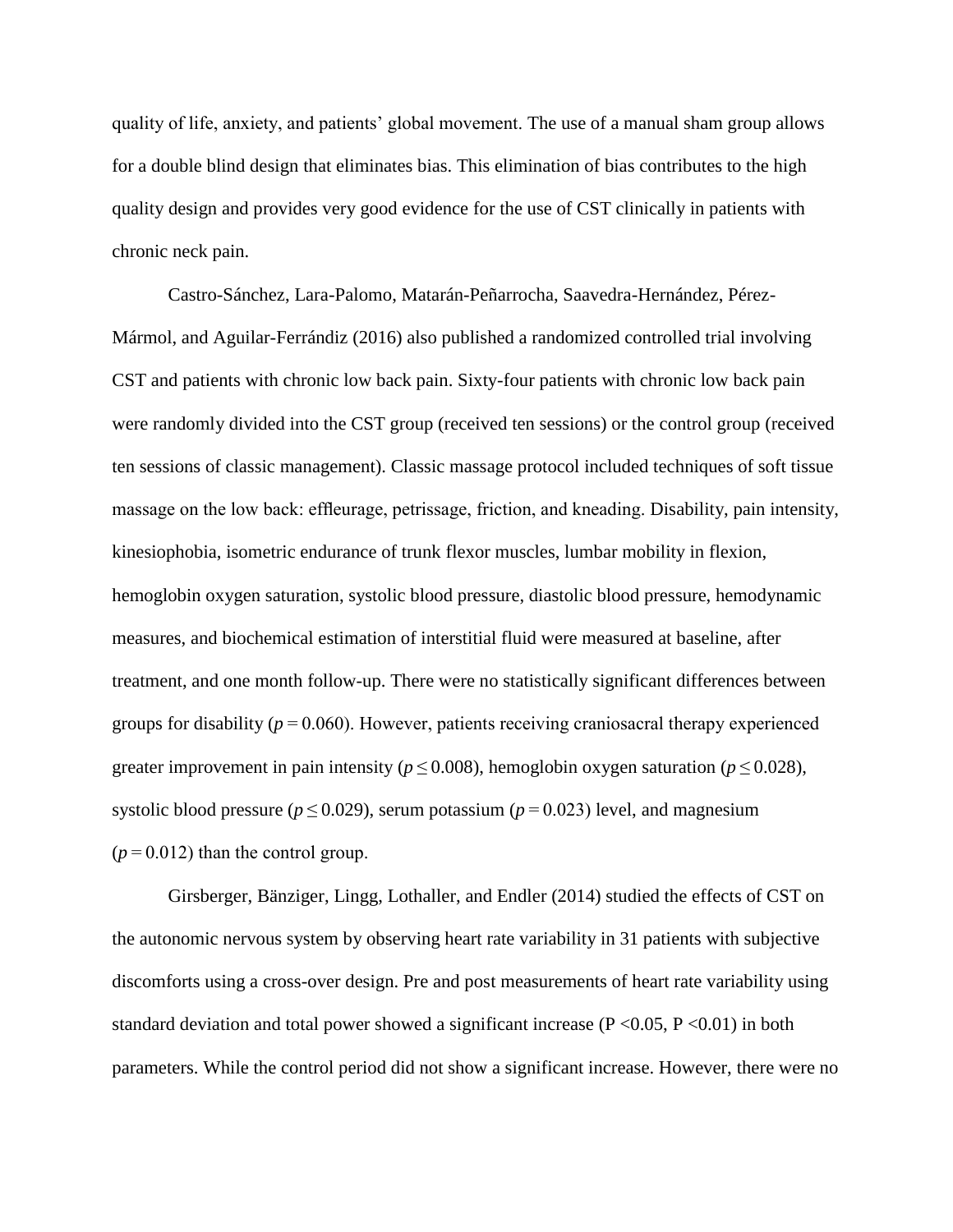quality of life, anxiety, and patients' global movement. The use of a manual sham group allows for a double blind design that eliminates bias. This elimination of bias contributes to the high quality design and provides very good evidence for the use of CST clinically in patients with chronic neck pain.

Castro-Sánchez, Lara-Palomo, Matarán-Peñarrocha, Saavedra-Hernández, Pérez-Mármol, and Aguilar-Ferrándiz (2016) also published a randomized controlled trial involving CST and patients with chronic low back pain. Sixty-four patients with chronic low back pain were randomly divided into the CST group (received ten sessions) or the control group (received ten sessions of classic management). Classic massage protocol included techniques of soft tissue massage on the low back: effleurage, petrissage, friction, and kneading. Disability, pain intensity, kinesiophobia, isometric endurance of trunk flexor muscles, lumbar mobility in flexion, hemoglobin oxygen saturation, systolic blood pressure, diastolic blood pressure, hemodynamic measures, and biochemical estimation of interstitial fluid were measured at baseline, after treatment, and one month follow-up. There were no statistically significant differences between groups for disability ($p = 0.060$). However, patients receiving craniosacral therapy experienced greater improvement in pain intensity ($p \leq 0.008$), hemoglobin oxygen saturation ($p \leq 0.028$), systolic blood pressure ($p \leq 0.029$), serum potassium ($p = 0.023$) level, and magnesium ($p = 0.012$) than the control group.

Girsberger, Bänziger, Lingg, Lothaller, and Endler (2014) studied the effects of CST on the autonomic nervous system by observing heart rate variability in 31 patients with subjective discomforts using a cross-over design. Pre and post measurements of heart rate variability using standard deviation and total power showed a significant increase ($P < 0.05$, $P < 0.01$) in both parameters. While the control period did not show a significant increase. However, there were no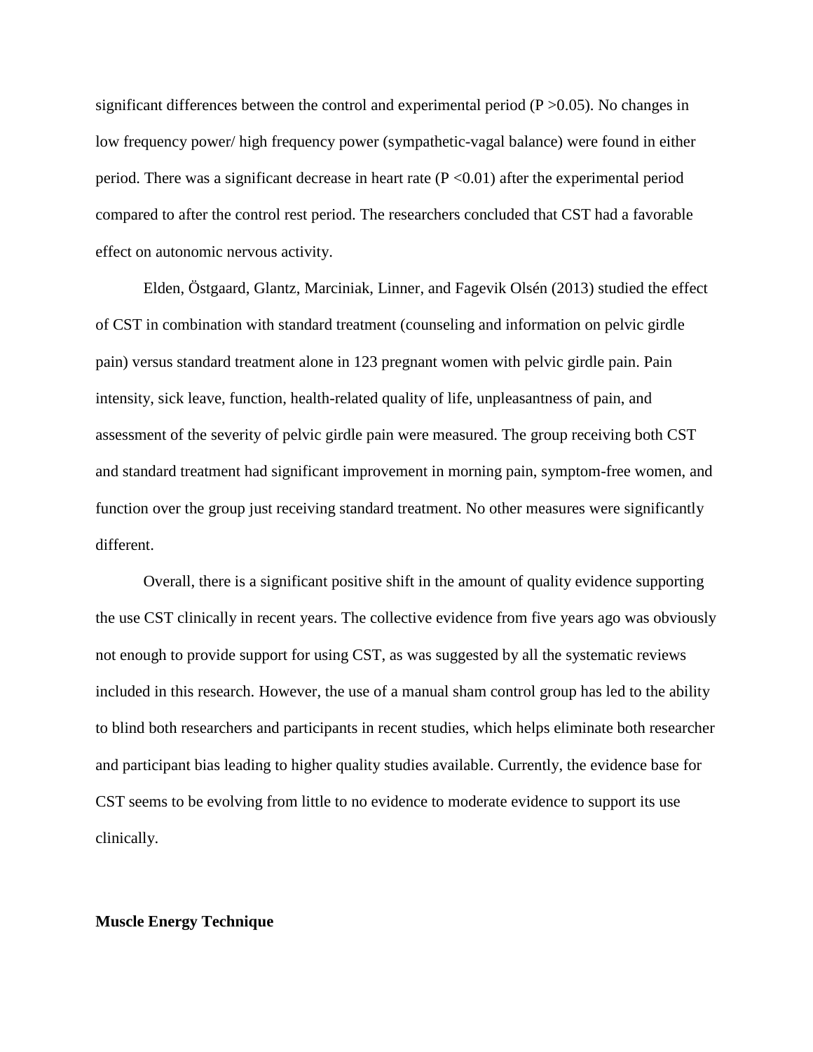significant differences between the control and experimental period ($P > 0.05$). No changes in low frequency power/ high frequency power (sympathetic-vagal balance) were found in either period. There was a significant decrease in heart rate ($P < 0.01$) after the experimental period compared to after the control rest period. The researchers concluded that CST had a favorable effect on autonomic nervous activity.

Elden, Östgaard, Glantz, Marciniak, Linner, and Fagevik Olsén (2013) studied the effect of CST in combination with standard treatment (counseling and information on pelvic girdle pain) versus standard treatment alone in 123 pregnant women with pelvic girdle pain. Pain intensity, sick leave, function, health-related quality of life, unpleasantness of pain, and assessment of the severity of pelvic girdle pain were measured. The group receiving both CST and standard treatment had significant improvement in morning pain, symptom-free women, and function over the group just receiving standard treatment. No other measures were significantly different.

Overall, there is a significant positive shift in the amount of quality evidence supporting the use CST clinically in recent years. The collective evidence from five years ago was obviously not enough to provide support for using CST, as was suggested by all the systematic reviews included in this research. However, the use of a manual sham control group has led to the ability to blind both researchers and participants in recent studies, which helps eliminate both researcher and participant bias leading to higher quality studies available. Currently, the evidence base for CST seems to be evolving from little to no evidence to moderate evidence to support its use clinically.

**Muscle Energy Technique**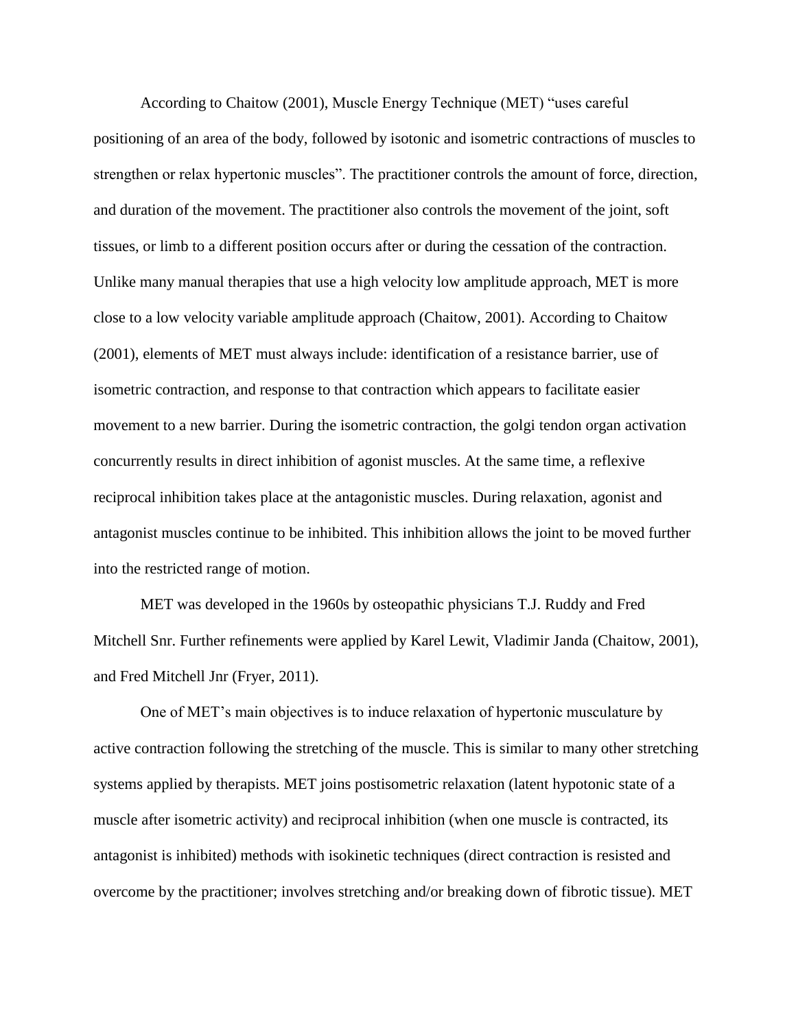According to Chaitow (2001), Muscle Energy Technique (MET) "uses careful positioning of an area of the body, followed by isotonic and isometric contractions of muscles to strengthen or relax hypertonic muscles". The practitioner controls the amount of force, direction, and duration of the movement. The practitioner also controls the movement of the joint, soft tissues, or limb to a different position occurs after or during the cessation of the contraction. Unlike many manual therapies that use a high velocity low amplitude approach, MET is more close to a low velocity variable amplitude approach (Chaitow, 2001). According to Chaitow (2001), elements of MET must always include: identification of a resistance barrier, use of isometric contraction, and response to that contraction which appears to facilitate easier movement to a new barrier. During the isometric contraction, the golgi tendon organ activation concurrently results in direct inhibition of agonist muscles. At the same time, a reflexive reciprocal inhibition takes place at the antagonistic muscles. During relaxation, agonist and antagonist muscles continue to be inhibited. This inhibition allows the joint to be moved further into the restricted range of motion.

MET was developed in the 1960s by osteopathic physicians T.J. Ruddy and Fred Mitchell Snr. Further refinements were applied by Karel Lewit, Vladimir Janda (Chaitow, 2001), and Fred Mitchell Jnr (Fryer, 2011).

One of MET's main objectives is to induce relaxation of hypertonic musculature by active contraction following the stretching of the muscle. This is similar to many other stretching systems applied by therapists. MET joins postisometric relaxation (latent hypotonic state of a muscle after isometric activity) and reciprocal inhibition (when one muscle is contracted, its antagonist is inhibited) methods with isokinetic techniques (direct contraction is resisted and overcome by the practitioner; involves stretching and/or breaking down of fibrotic tissue). MET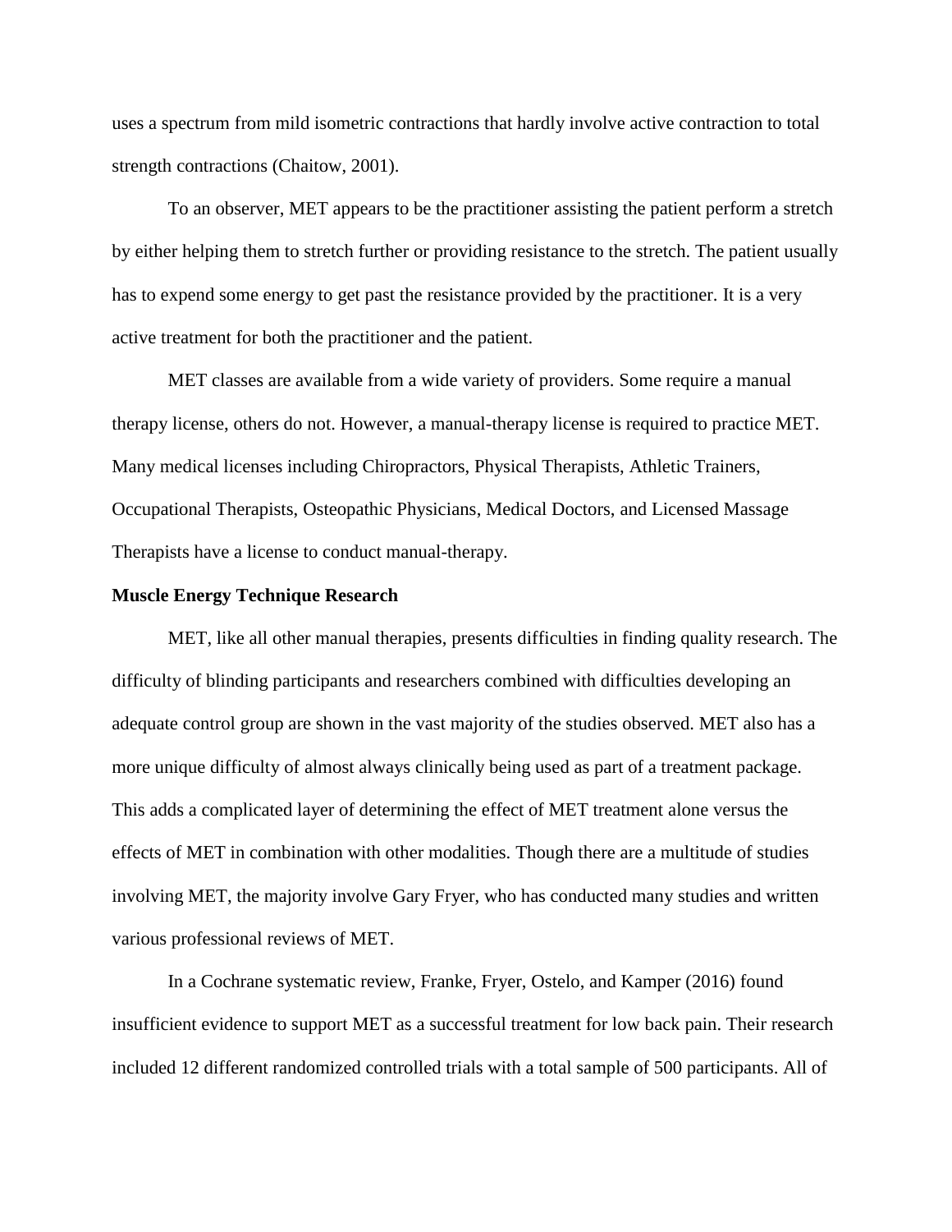uses a spectrum from mild isometric contractions that hardly involve active contraction to total strength contractions (Chaitow, 2001).

To an observer, MET appears to be the practitioner assisting the patient perform a stretch by either helping them to stretch further or providing resistance to the stretch. The patient usually has to expend some energy to get past the resistance provided by the practitioner. It is a very active treatment for both the practitioner and the patient.

MET classes are available from a wide variety of providers. Some require a manual therapy license, others do not. However, a manual-therapy license is required to practice MET. Many medical licenses including Chiropractors, Physical Therapists, Athletic Trainers, Occupational Therapists, Osteopathic Physicians, Medical Doctors, and Licensed Massage Therapists have a license to conduct manual-therapy.

**Muscle Energy Technique Research**

MET, like all other manual therapies, presents difficulties in finding quality research. The difficulty of blinding participants and researchers combined with difficulties developing an adequate control group are shown in the vast majority of the studies observed. MET also has a more unique difficulty of almost always clinically being used as part of a treatment package. This adds a complicated layer of determining the effect of MET treatment alone versus the effects of MET in combination with other modalities. Though there are a multitude of studies involving MET, the majority involve Gary Fryer, who has conducted many studies and written various professional reviews of MET.

In a Cochrane systematic review, Franke, Fryer, Ostelo, and Kamper (2016) found insufficient evidence to support MET as a successful treatment for low back pain. Their research included 12 different randomized controlled trials with a total sample of 500 participants. All of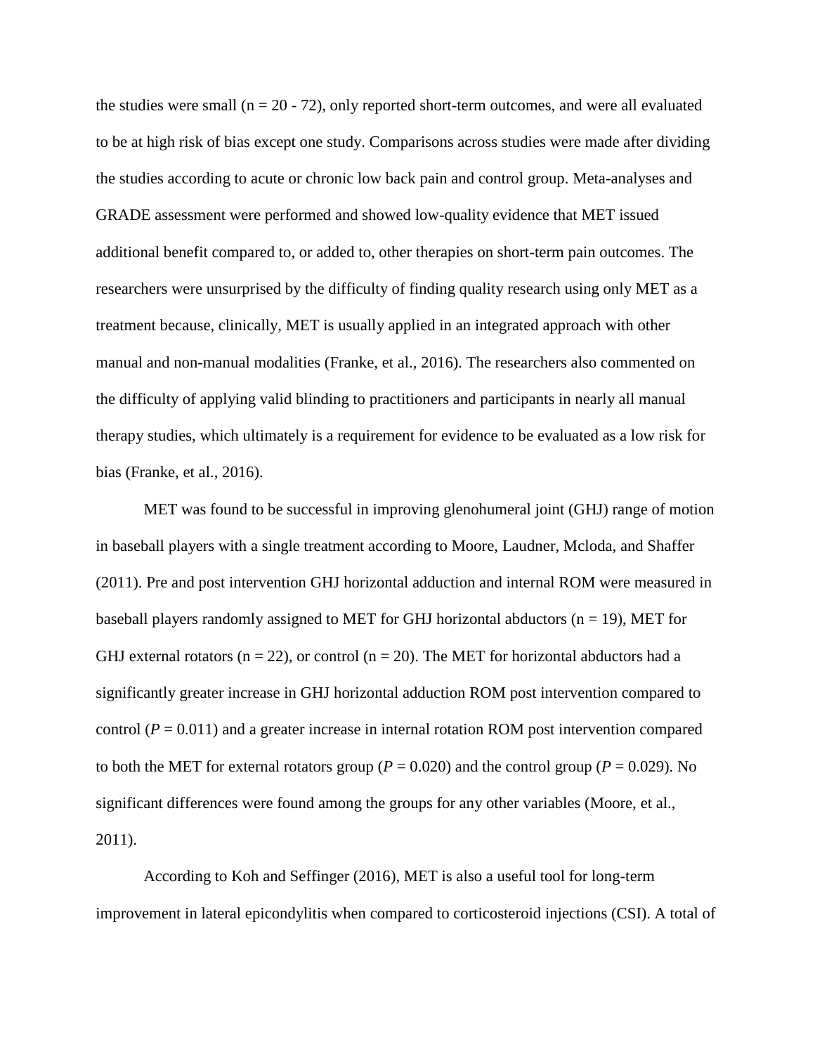the studies were small ($n = 20 - 72$), only reported short-term outcomes, and were all evaluated to be at high risk of bias except one study. Comparisons across studies were made after dividing the studies according to acute or chronic low back pain and control group. Meta-analyses and GRADE assessment were performed and showed low-quality evidence that MET issued additional benefit compared to, or added to, other therapies on short-term pain outcomes. The researchers were unsurprised by the difficulty of finding quality research using only MET as a treatment because, clinically, MET is usually applied in an integrated approach with other manual and non-manual modalities (Franke, et al., 2016). The researchers also commented on the difficulty of applying valid blinding to practitioners and participants in nearly all manual therapy studies, which ultimately is a requirement for evidence to be evaluated as a low risk for bias (Franke, et al., 2016).

MET was found to be successful in improving glenohumeral joint (GHJ) range of motion in baseball players with a single treatment according to Moore, Laudner, Mcloda, and Shaffer (2011). Pre and post intervention GHJ horizontal adduction and internal ROM were measured in baseball players randomly assigned to MET for GHJ horizontal abductors ($n = 19$), MET for GHJ external rotators ($n = 22$), or control ($n = 20$). The MET for horizontal abductors had a significantly greater increase in GHJ horizontal adduction ROM post intervention compared to control ($P = 0.011$) and a greater increase in internal rotation ROM post intervention compared to both the MET for external rotators group ($P = 0.020$) and the control group ($P = 0.029$). No significant differences were found among the groups for any other variables (Moore, et al., 2011).

According to Koh and Seffinger (2016), MET is also a useful tool for long-term improvement in lateral epicondylitis when compared to corticosteroid injections (CSI). A total of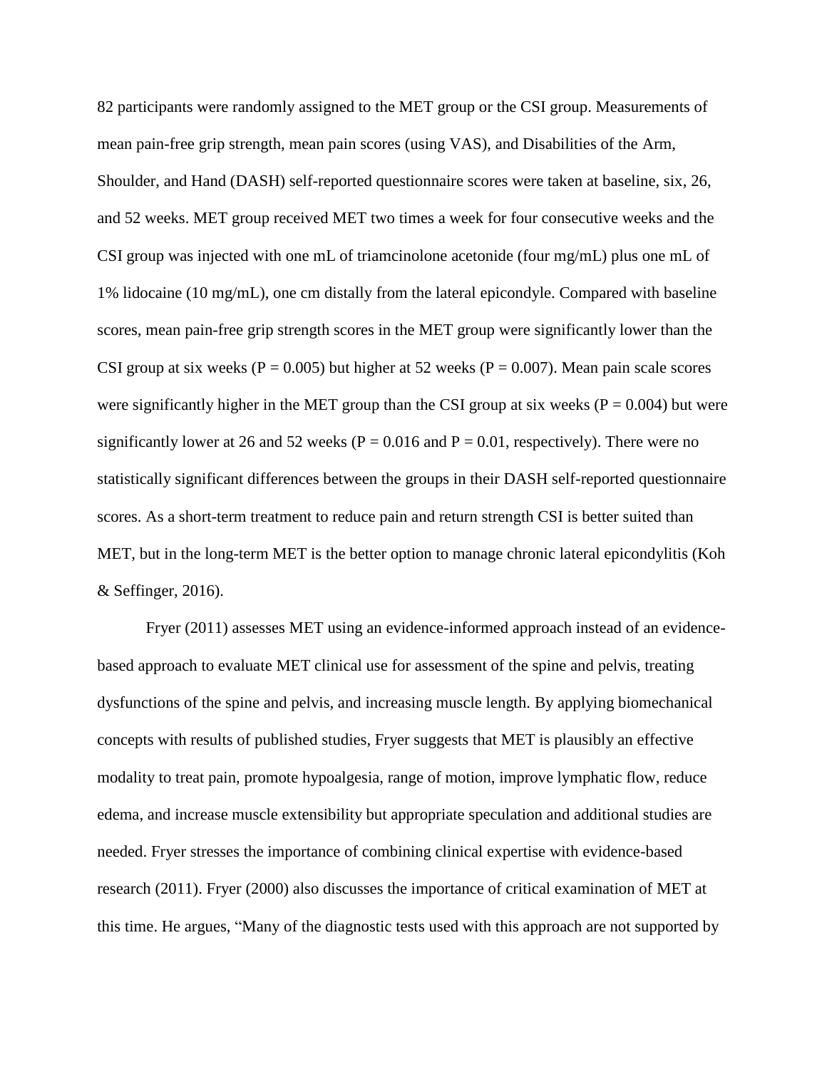82 participants were randomly assigned to the MET group or the CSI group. Measurements of mean pain-free grip strength, mean pain scores (using VAS), and Disabilities of the Arm, Shoulder, and Hand (DASH) self-reported questionnaire scores were taken at baseline, six, 26, and 52 weeks. MET group received MET two times a week for four consecutive weeks and the CSI group was injected with one mL of triamcinolone acetonide (four mg/mL) plus one mL of 1% lidocaine (10 mg/mL), one cm distally from the lateral epicondyle. Compared with baseline scores, mean pain-free grip strength scores in the MET group were significantly lower than the CSI group at six weeks ($P = 0.005$) but higher at 52 weeks ($P = 0.007$). Mean pain scale scores were significantly higher in the MET group than the CSI group at six weeks ($P = 0.004$) but were significantly lower at 26 and 52 weeks ($P = 0.016$ and $P = 0.01$, respectively). There were no statistically significant differences between the groups in their DASH self-reported questionnaire scores. As a short-term treatment to reduce pain and return strength CSI is better suited than MET, but in the long-term MET is the better option to manage chronic lateral epicondylitis (Koh & Seffinger, 2016).

Fryer (2011) assesses MET using an evidence-informed approach instead of an evidence-based approach to evaluate MET clinical use for assessment of the spine and pelvis, treating dysfunctions of the spine and pelvis, and increasing muscle length. By applying biomechanical concepts with results of published studies, Fryer suggests that MET is plausibly an effective modality to treat pain, promote hypoalgesia, range of motion, improve lymphatic flow, reduce edema, and increase muscle extensibility but appropriate speculation and additional studies are needed. Fryer stresses the importance of combining clinical expertise with evidence-based research (2011). Fryer (2000) also discusses the importance of critical examination of MET at this time. He argues, "Many of the diagnostic tests used with this approach are not supported by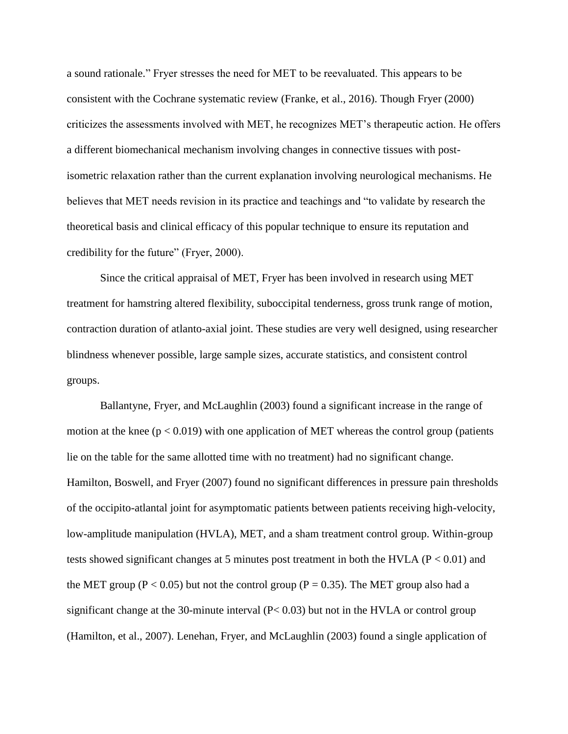a sound rationale." Fryer stresses the need for MET to be reevaluated. This appears to be consistent with the Cochrane systematic review (Franke, et al., 2016). Though Fryer (2000) criticizes the assessments involved with MET, he recognizes MET's therapeutic action. He offers a different biomechanical mechanism involving changes in connective tissues with post-isometric relaxation rather than the current explanation involving neurological mechanisms. He believes that MET needs revision in its practice and teachings and "to validate by research the theoretical basis and clinical efficacy of this popular technique to ensure its reputation and credibility for the future" (Fryer, 2000).

Since the critical appraisal of MET, Fryer has been involved in research using MET treatment for hamstring altered flexibility, suboccipital tenderness, gross trunk range of motion, contraction duration of atlanto-axial joint. These studies are very well designed, using researcher blindness whenever possible, large sample sizes, accurate statistics, and consistent control groups.

Ballantyne, Fryer, and McLaughlin (2003) found a significant increase in the range of motion at the knee ($p < 0.019$) with one application of MET whereas the control group (patients lie on the table for the same allotted time with no treatment) had no significant change. Hamilton, Boswell, and Fryer (2007) found no significant differences in pressure pain thresholds of the occipito-atlantal joint for asymptomatic patients between patients receiving high-velocity, low-amplitude manipulation (HVLA), MET, and a sham treatment control group. Within-group tests showed significant changes at 5 minutes post treatment in both the HVLA ($P < 0.01$) and the MET group ($P < 0.05$) but not the control group ($P = 0.35$). The MET group also had a significant change at the 30-minute interval ($P < 0.03$) but not in the HVLA or control group (Hamilton, et al., 2007). Lenehan, Fryer, and McLaughlin (2003) found a single application of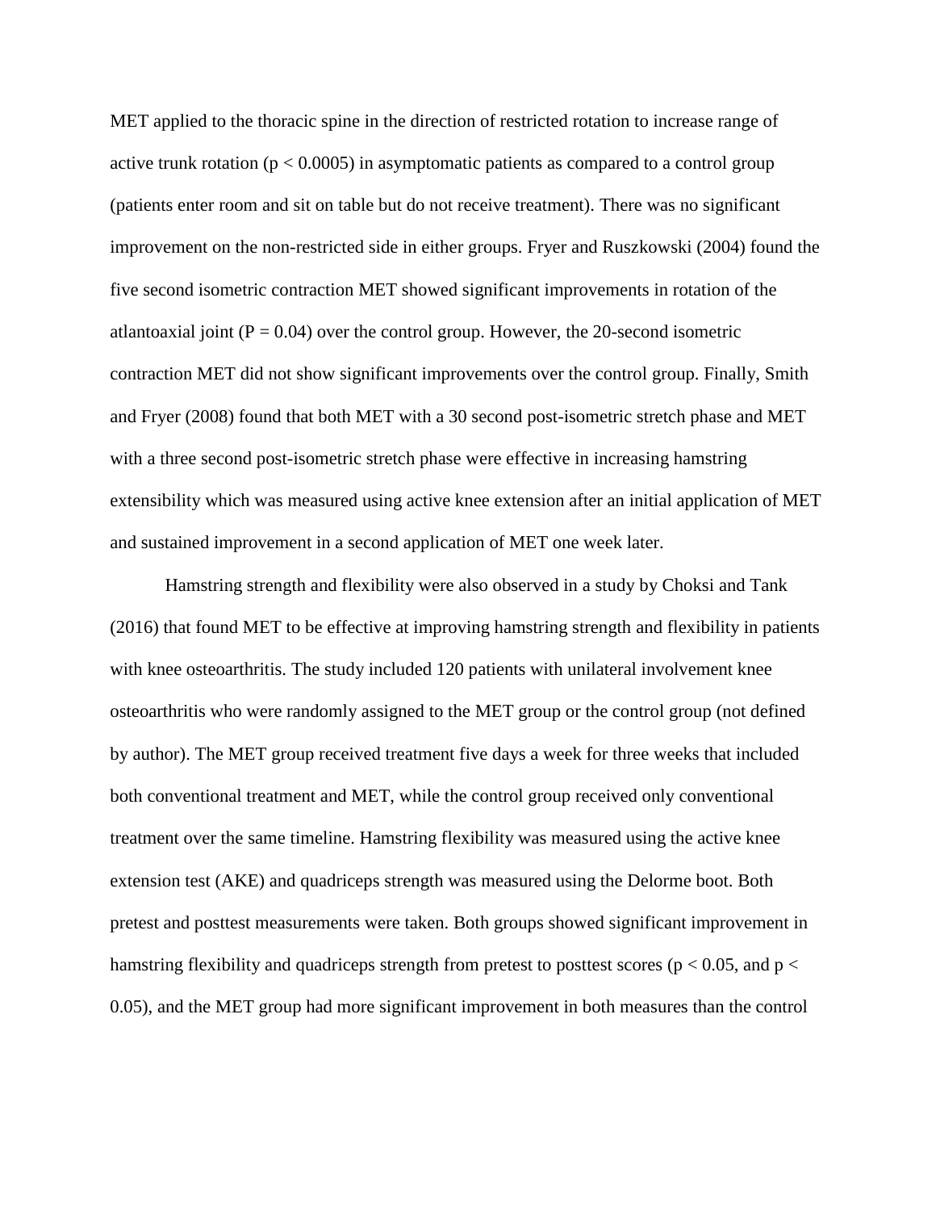MET applied to the thoracic spine in the direction of restricted rotation to increase range of active trunk rotation ($p < 0.0005$) in asymptomatic patients as compared to a control group (patients enter room and sit on table but do not receive treatment). There was no significant improvement on the non-restricted side in either groups. Fryer and Ruszkowski (2004) found the five second isometric contraction MET showed significant improvements in rotation of the atlantoaxial joint ($P = 0.04$) over the control group. However, the 20-second isometric contraction MET did not show significant improvements over the control group. Finally, Smith and Fryer (2008) found that both MET with a 30 second post-isometric stretch phase and MET with a three second post-isometric stretch phase were effective in increasing hamstring extensibility which was measured using active knee extension after an initial application of MET and sustained improvement in a second application of MET one week later.

Hamstring strength and flexibility were also observed in a study by Choksi and Tank (2016) that found MET to be effective at improving hamstring strength and flexibility in patients with knee osteoarthritis. The study included 120 patients with unilateral involvement knee osteoarthritis who were randomly assigned to the MET group or the control group (not defined by author). The MET group received treatment five days a week for three weeks that included both conventional treatment and MET, while the control group received only conventional treatment over the same timeline. Hamstring flexibility was measured using the active knee extension test (AKE) and quadriceps strength was measured using the Delorme boot. Both pretest and posttest measurements were taken. Both groups showed significant improvement in hamstring flexibility and quadriceps strength from pretest to posttest scores ($p < 0.05$, and $p < 0.05$), and the MET group had more significant improvement in both measures than the control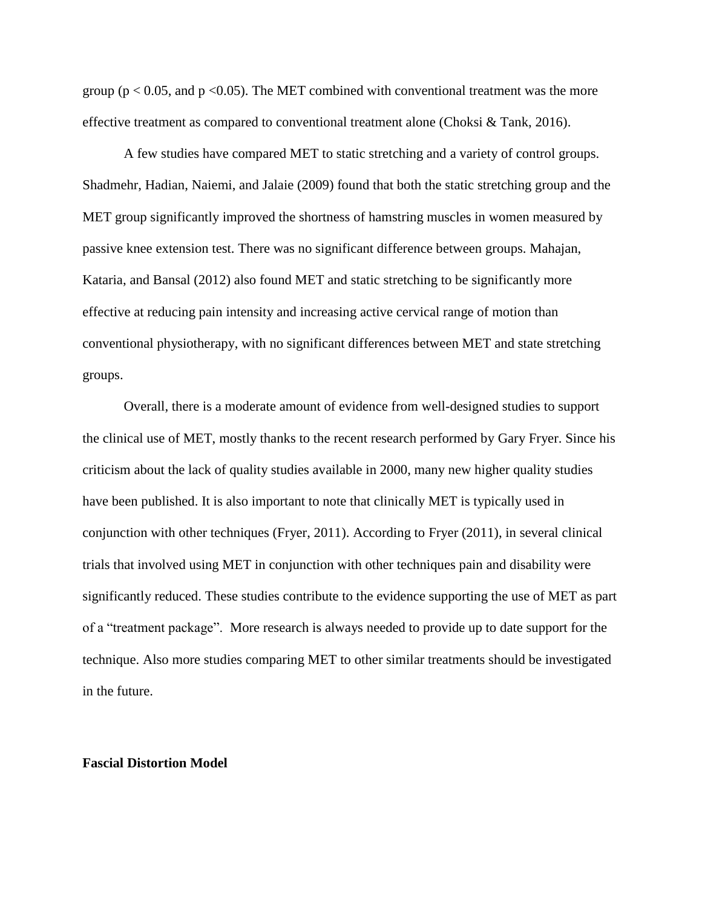group ($p < 0.05$, and $p < 0.05$). The MET combined with conventional treatment was the more effective treatment as compared to conventional treatment alone (Choksi & Tank, 2016).

A few studies have compared MET to static stretching and a variety of control groups. Shadmehr, Hadian, Naiemi, and Jalaie (2009) found that both the static stretching group and the MET group significantly improved the shortness of hamstring muscles in women measured by passive knee extension test. There was no significant difference between groups. Mahajan, Kataria, and Bansal (2012) also found MET and static stretching to be significantly more effective at reducing pain intensity and increasing active cervical range of motion than conventional physiotherapy, with no significant differences between MET and state stretching groups.

Overall, there is a moderate amount of evidence from well-designed studies to support the clinical use of MET, mostly thanks to the recent research performed by Gary Fryer. Since his criticism about the lack of quality studies available in 2000, many new higher quality studies have been published. It is also important to note that clinically MET is typically used in conjunction with other techniques (Fryer, 2011). According to Fryer (2011), in several clinical trials that involved using MET in conjunction with other techniques pain and disability were significantly reduced. These studies contribute to the evidence supporting the use of MET as part of a "treatment package". More research is always needed to provide up to date support for the technique. Also more studies comparing MET to other similar treatments should be investigated in the future.

**Fascial Distortion Model**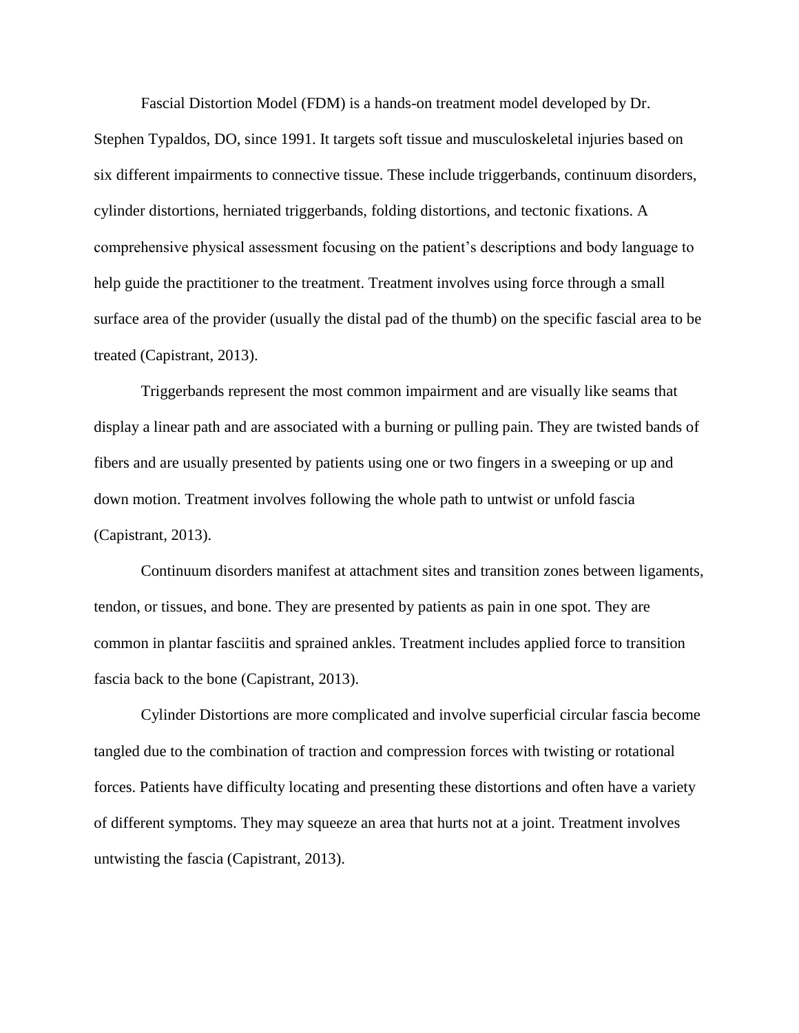Fascial Distortion Model (FDM) is a hands-on treatment model developed by Dr. Stephen Typaldos, DO, since 1991. It targets soft tissue and musculoskeletal injuries based on six different impairments to connective tissue. These include triggerbands, continuum disorders, cylinder distortions, herniated triggerbands, folding distortions, and tectonic fixations. A comprehensive physical assessment focusing on the patient's descriptions and body language to help guide the practitioner to the treatment. Treatment involves using force through a small surface area of the provider (usually the distal pad of the thumb) on the specific fascial area to be treated (Capistrant, 2013).

Triggerbands represent the most common impairment and are visually like seams that display a linear path and are associated with a burning or pulling pain. They are twisted bands of fibers and are usually presented by patients using one or two fingers in a sweeping or up and down motion. Treatment involves following the whole path to untwist or unfold fascia (Capistrant, 2013).

Continuum disorders manifest at attachment sites and transition zones between ligaments, tendon, or tissues, and bone. They are presented by patients as pain in one spot. They are common in plantar fasciitis and sprained ankles. Treatment includes applied force to transition fascia back to the bone (Capistrant, 2013).

Cylinder Distortions are more complicated and involve superficial circular fascia become tangled due to the combination of traction and compression forces with twisting or rotational forces. Patients have difficulty locating and presenting these distortions and often have a variety of different symptoms. They may squeeze an area that hurts not at a joint. Treatment involves untwisting the fascia (Capistrant, 2013).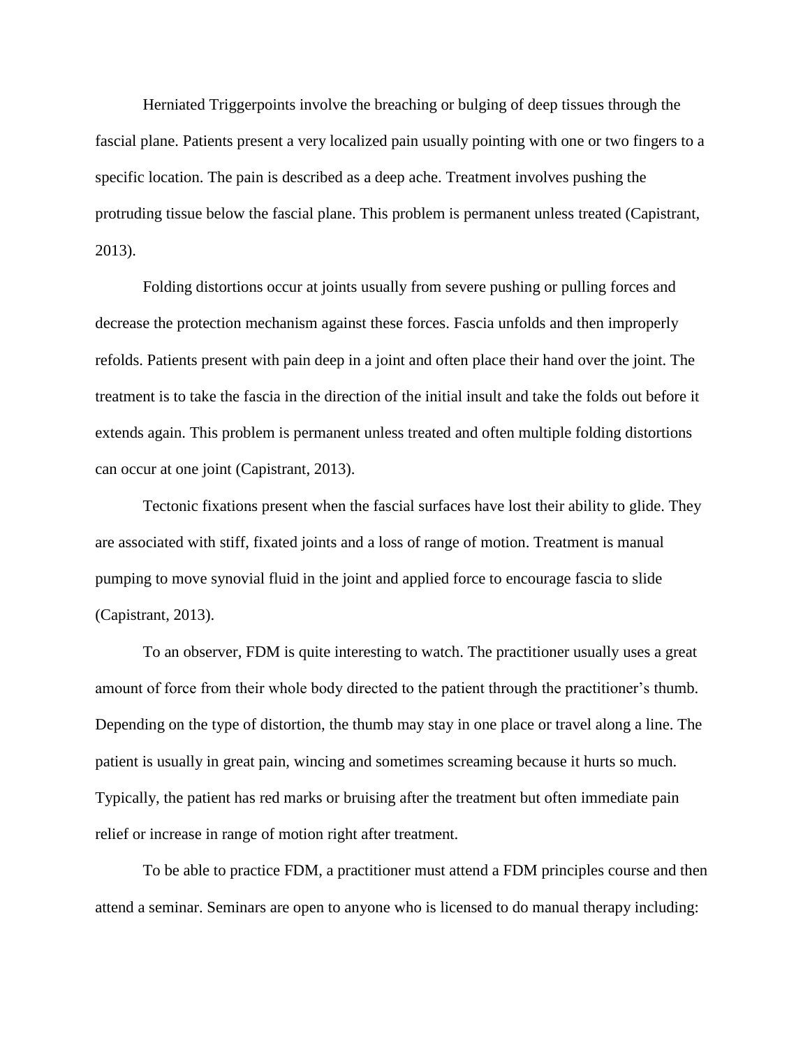Herniated Triggerpoints involve the breaching or bulging of deep tissues through the fascial plane. Patients present a very localized pain usually pointing with one or two fingers to a specific location. The pain is described as a deep ache. Treatment involves pushing the protruding tissue below the fascial plane. This problem is permanent unless treated (Capistrant, 2013).

Folding distortions occur at joints usually from severe pushing or pulling forces and decrease the protection mechanism against these forces. Fascia unfolds and then improperly refolds. Patients present with pain deep in a joint and often place their hand over the joint. The treatment is to take the fascia in the direction of the initial insult and take the folds out before it extends again. This problem is permanent unless treated and often multiple folding distortions can occur at one joint (Capistrant, 2013).

Tectonic fixations present when the fascial surfaces have lost their ability to glide. They are associated with stiff, fixated joints and a loss of range of motion. Treatment is manual pumping to move synovial fluid in the joint and applied force to encourage fascia to slide (Capistrant, 2013).

To an observer, FDM is quite interesting to watch. The practitioner usually uses a great amount of force from their whole body directed to the patient through the practitioner's thumb. Depending on the type of distortion, the thumb may stay in one place or travel along a line. The patient is usually in great pain, wincing and sometimes screaming because it hurts so much. Typically, the patient has red marks or bruising after the treatment but often immediate pain relief or increase in range of motion right after treatment.

To be able to practice FDM, a practitioner must attend a FDM principles course and then attend a seminar. Seminars are open to anyone who is licensed to do manual therapy including: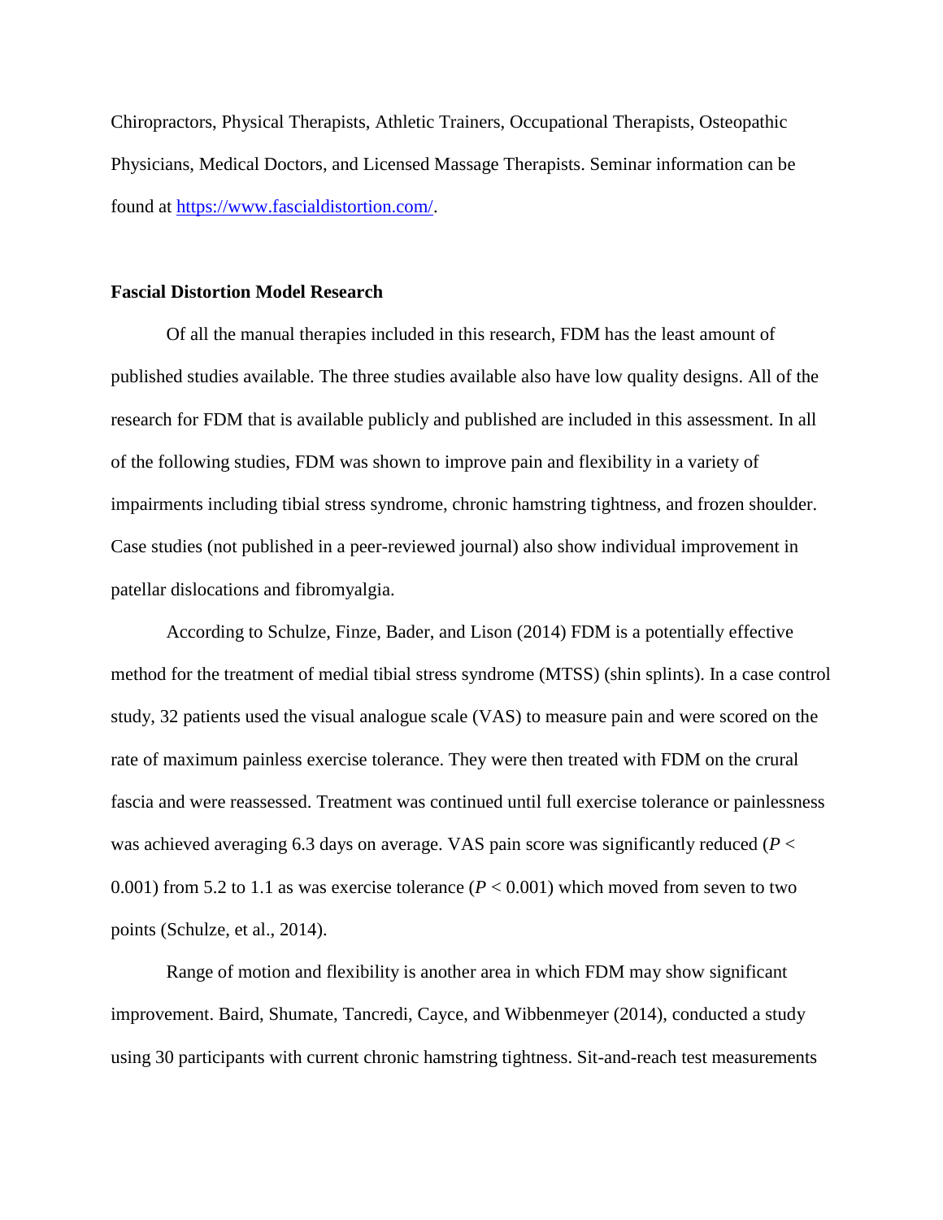Chiropractors, Physical Therapists, Athletic Trainers, Occupational Therapists, Osteopathic Physicians, Medical Doctors, and Licensed Massage Therapists. Seminar information can be found at [https://www.fascialdistortion.com/](https://www.fascialdistortion.com/).

**Fascial Distortion Model Research**

Of all the manual therapies included in this research, FDM has the least amount of published studies available. The three studies available also have low quality designs. All of the research for FDM that is available publicly and published are included in this assessment. In all of the following studies, FDM was shown to improve pain and flexibility in a variety of impairments including tibial stress syndrome, chronic hamstring tightness, and frozen shoulder. Case studies (not published in a peer-reviewed journal) also show individual improvement in patellar dislocations and fibromyalgia.

According to Schulze, Finze, Bader, and Lison (2014) FDM is a potentially effective method for the treatment of medial tibial stress syndrome (MTSS) (shin splints). In a case control study, 32 patients used the visual analogue scale (VAS) to measure pain and were scored on the rate of maximum painless exercise tolerance. They were then treated with FDM on the crural fascia and were reassessed. Treatment was continued until full exercise tolerance or painlessness was achieved averaging 6.3 days on average. VAS pain score was significantly reduced ($P < 0.001$) from 5.2 to 1.1 as was exercise tolerance ($P < 0.001$) which moved from seven to two points (Schulze, et al., 2014).

Range of motion and flexibility is another area in which FDM may show significant improvement. Baird, Shumate, Tancredi, Cayce, and Wibbenmeyer (2014), conducted a study using 30 participants with current chronic hamstring tightness. Sit-and-reach test measurements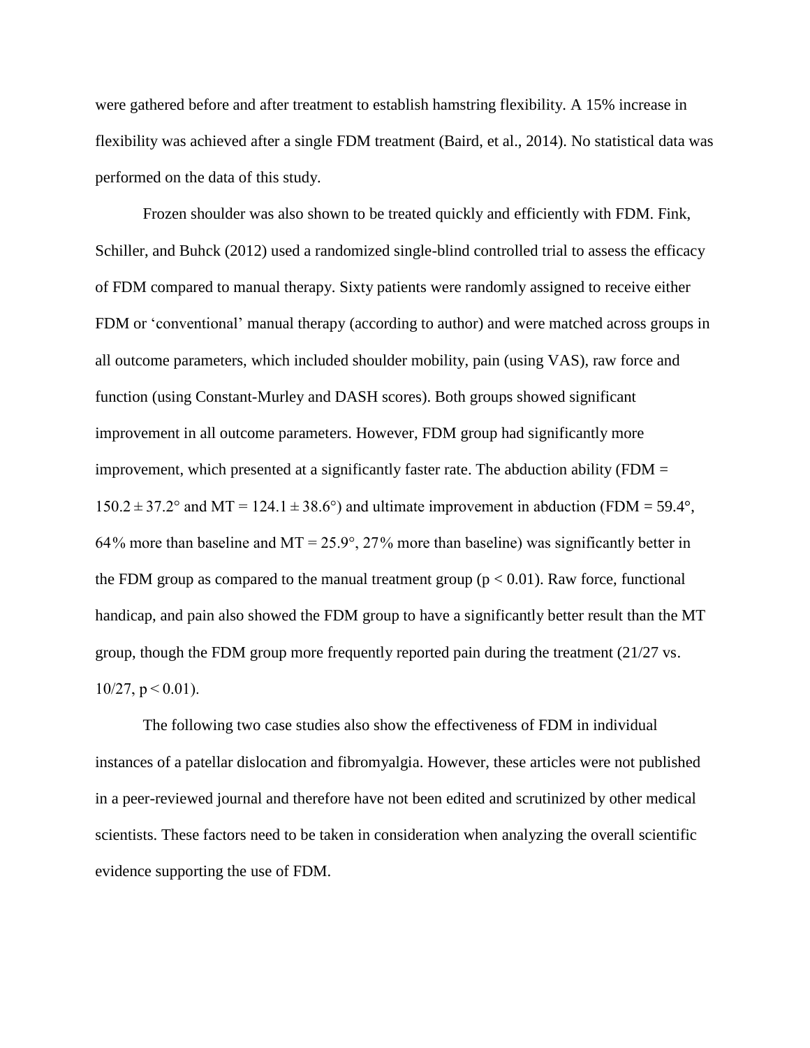were gathered before and after treatment to establish hamstring flexibility. A 15% increase in flexibility was achieved after a single FDM treatment (Baird, et al., 2014). No statistical data was performed on the data of this study.

Frozen shoulder was also shown to be treated quickly and efficiently with FDM. Fink, Schiller, and Buhck (2012) used a randomized single-blind controlled trial to assess the efficacy of FDM compared to manual therapy. Sixty patients were randomly assigned to receive either FDM or 'conventional' manual therapy (according to author) and were matched across groups in all outcome parameters, which included shoulder mobility, pain (using VAS), raw force and function (using Constant-Murley and DASH scores). Both groups showed significant improvement in all outcome parameters. However, FDM group had significantly more improvement, which presented at a significantly faster rate. The abduction ability (FDM = $150.2 \pm 37.2°$ and MT = $124.1 \pm 38.6°$) and ultimate improvement in abduction (FDM = 59.4°, 64% more than baseline and MT = 25.9°, 27% more than baseline) was significantly better in the FDM group as compared to the manual treatment group ($p < 0.01$). Raw force, functional handicap, and pain also showed the FDM group to have a significantly better result than the MT group, though the FDM group more frequently reported pain during the treatment (21/27 vs. 10/27, $p < 0.01$).

The following two case studies also show the effectiveness of FDM in individual instances of a patellar dislocation and fibromyalgia. However, these articles were not published in a peer-reviewed journal and therefore have not been edited and scrutinized by other medical scientists. These factors need to be taken in consideration when analyzing the overall scientific evidence supporting the use of FDM.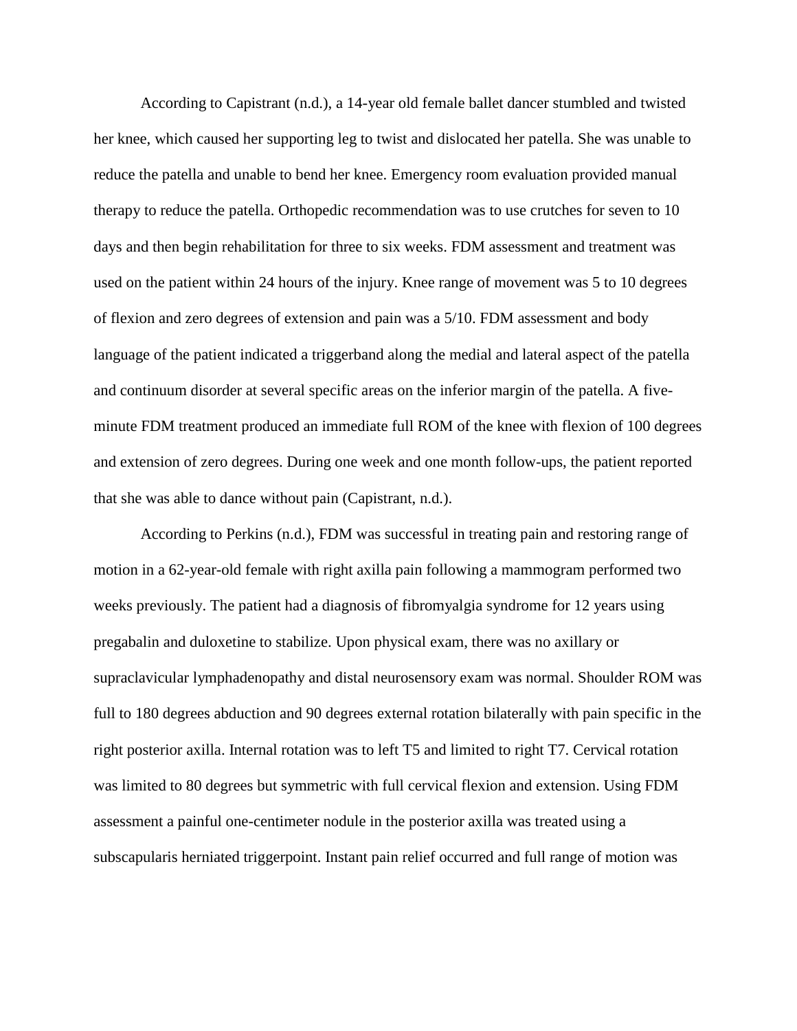According to Capistrant (n.d.), a 14-year old female ballet dancer stumbled and twisted her knee, which caused her supporting leg to twist and dislocated her patella. She was unable to reduce the patella and unable to bend her knee. Emergency room evaluation provided manual therapy to reduce the patella. Orthopedic recommendation was to use crutches for seven to 10 days and then begin rehabilitation for three to six weeks. FDM assessment and treatment was used on the patient within 24 hours of the injury. Knee range of movement was 5 to 10 degrees of flexion and zero degrees of extension and pain was a 5/10. FDM assessment and body language of the patient indicated a triggerband along the medial and lateral aspect of the patella and continuum disorder at several specific areas on the inferior margin of the patella. A five-minute FDM treatment produced an immediate full ROM of the knee with flexion of 100 degrees and extension of zero degrees. During one week and one month follow-ups, the patient reported that she was able to dance without pain (Capistrant, n.d.).

According to Perkins (n.d.), FDM was successful in treating pain and restoring range of motion in a 62-year-old female with right axilla pain following a mammogram performed two weeks previously. The patient had a diagnosis of fibromyalgia syndrome for 12 years using pregabalin and duloxetine to stabilize. Upon physical exam, there was no axillary or supraclavicular lymphadenopathy and distal neurosensory exam was normal. Shoulder ROM was full to 180 degrees abduction and 90 degrees external rotation bilaterally with pain specific in the right posterior axilla. Internal rotation was to left T5 and limited to right T7. Cervical rotation was limited to 80 degrees but symmetric with full cervical flexion and extension. Using FDM assessment a painful one-centimeter nodule in the posterior axilla was treated using a subscapularis herniated triggerpoint. Instant pain relief occurred and full range of motion was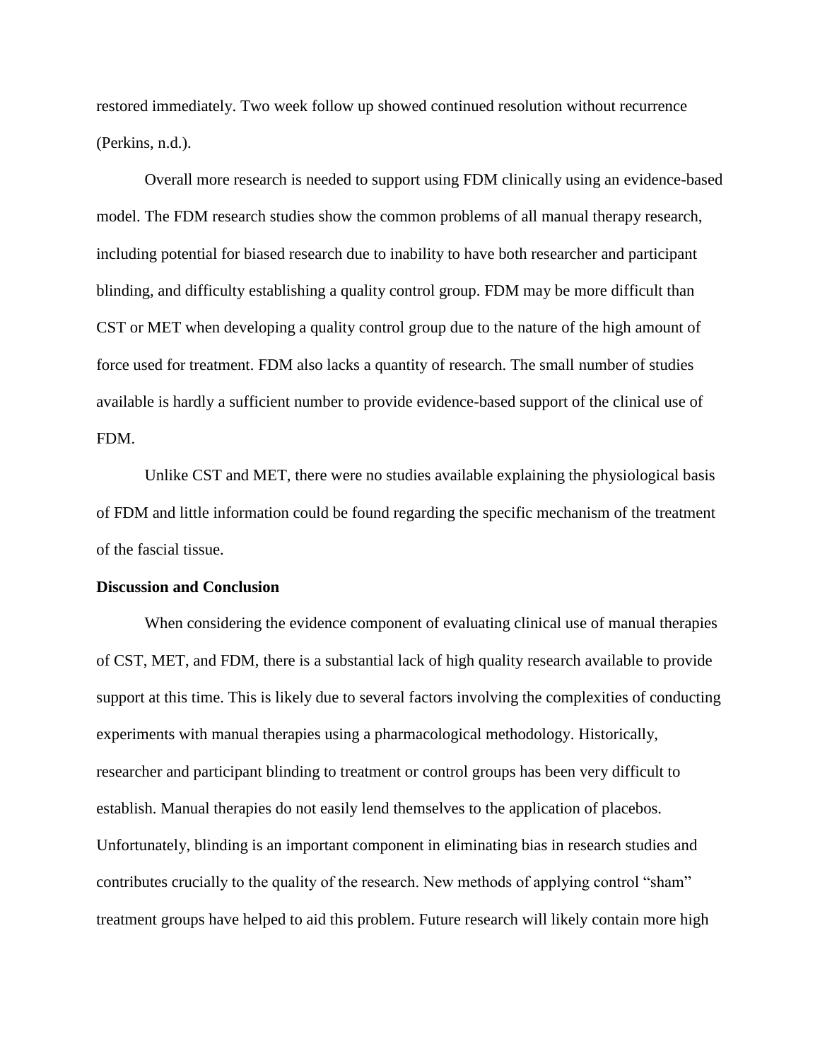restored immediately. Two week follow up showed continued resolution without recurrence (Perkins, n.d.).

Overall more research is needed to support using FDM clinically using an evidence-based model. The FDM research studies show the common problems of all manual therapy research, including potential for biased research due to inability to have both researcher and participant blinding, and difficulty establishing a quality control group. FDM may be more difficult than CST or MET when developing a quality control group due to the nature of the high amount of force used for treatment. FDM also lacks a quantity of research. The small number of studies available is hardly a sufficient number to provide evidence-based support of the clinical use of FDM.

Unlike CST and MET, there were no studies available explaining the physiological basis of FDM and little information could be found regarding the specific mechanism of the treatment of the fascial tissue.

**Discussion and Conclusion**

When considering the evidence component of evaluating clinical use of manual therapies of CST, MET, and FDM, there is a substantial lack of high quality research available to provide support at this time. This is likely due to several factors involving the complexities of conducting experiments with manual therapies using a pharmacological methodology. Historically, researcher and participant blinding to treatment or control groups has been very difficult to establish. Manual therapies do not easily lend themselves to the application of placebos. Unfortunately, blinding is an important component in eliminating bias in research studies and contributes crucially to the quality of the research. New methods of applying control "sham" treatment groups have helped to aid this problem. Future research will likely contain more high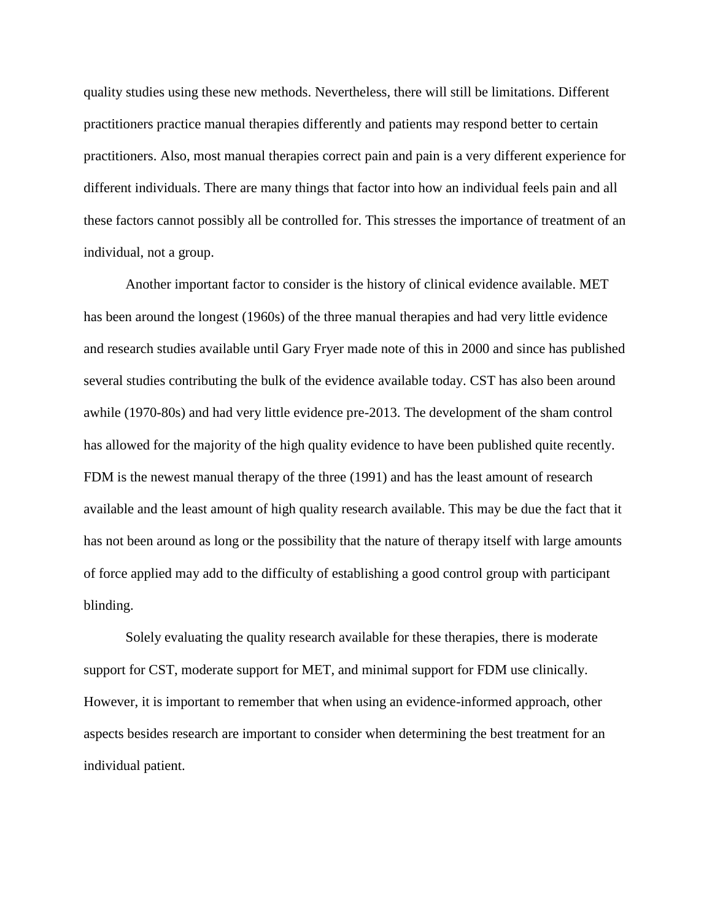quality studies using these new methods. Nevertheless, there will still be limitations. Different practitioners practice manual therapies differently and patients may respond better to certain practitioners. Also, most manual therapies correct pain and pain is a very different experience for different individuals. There are many things that factor into how an individual feels pain and all these factors cannot possibly all be controlled for. This stresses the importance of treatment of an individual, not a group.

Another important factor to consider is the history of clinical evidence available. MET has been around the longest (1960s) of the three manual therapies and had very little evidence and research studies available until Gary Fryer made note of this in 2000 and since has published several studies contributing the bulk of the evidence available today. CST has also been around awhile (1970-80s) and had very little evidence pre-2013. The development of the sham control has allowed for the majority of the high quality evidence to have been published quite recently. FDM is the newest manual therapy of the three (1991) and has the least amount of research available and the least amount of high quality research available. This may be due the fact that it has not been around as long or the possibility that the nature of therapy itself with large amounts of force applied may add to the difficulty of establishing a good control group with participant blinding.

Solely evaluating the quality research available for these therapies, there is moderate support for CST, moderate support for MET, and minimal support for FDM use clinically. However, it is important to remember that when using an evidence-informed approach, other aspects besides research are important to consider when determining the best treatment for an individual patient.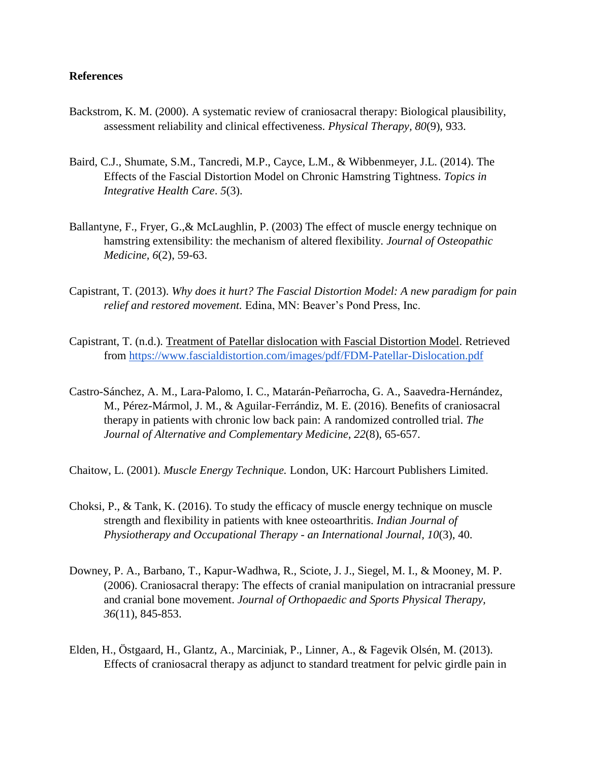**References**

Backstrom, K. M. (2000). A systematic review of craniosacral therapy: Biological plausibility, assessment reliability and clinical effectiveness. *Physical Therapy, 80*(9), 933.

Baird, C.J., Shumate, S.M., Tancredi, M.P., Cayce, L.M., & Wibbenmeyer, J.L. (2014). The Effects of the Fascial Distortion Model on Chronic Hamstring Tightness. *Topics in Integrative Health Care*. *5*(3).

Ballantyne, F., Fryer, G.,& McLaughlin, P. (2003) The effect of muscle energy technique on hamstring extensibility: the mechanism of altered flexibility. *Journal of Osteopathic Medicine, 6*(2), 59-63.

Capistrant, T. (2013). *Why does it hurt? The Fascial Distortion Model: A new paradigm for pain relief and restored movement.* Edina, MN: Beaver's Pond Press, Inc.

Capistrant, T. (n.d.). Treatment of Patellar dislocation with Fascial Distortion Model. Retrieved from https://www.fascialdistortion.com/images/pdf/FDM-Patellar-Dislocation.pdf

Castro-Sánchez, A. M., Lara-Palomo, I. C., Matarán-Peñarrocha, G. A., Saavedra-Hernández, M., Pérez-Mármol, J. M., & Aguilar-Ferrándiz, M. E. (2016). Benefits of craniosacral therapy in patients with chronic low back pain: A randomized controlled trial. *The Journal of Alternative and Complementary Medicine, 22*(8), 65-657.

Chaitow, L. (2001). *Muscle Energy Technique.* London, UK: Harcourt Publishers Limited.

Choksi, P., & Tank, K. (2016). To study the efficacy of muscle energy technique on muscle strength and flexibility in patients with knee osteoarthritis. *Indian Journal of Physiotherapy and Occupational Therapy - an International Journal, 10*(3), 40.

Downey, P. A., Barbano, T., Kapur-Wadhwa, R., Sciote, J. J., Siegel, M. I., & Mooney, M. P. (2006). Craniosacral therapy: The effects of cranial manipulation on intracranial pressure and cranial bone movement. *Journal of Orthopaedic and Sports Physical Therapy, 36*(11), 845-853.

Elden, H., Östgaard, H., Glantz, A., Marciniak, P., Linner, A., & Fagevik Olsén, M. (2013). Effects of craniosacral therapy as adjunct to standard treatment for pelvic girdle pain in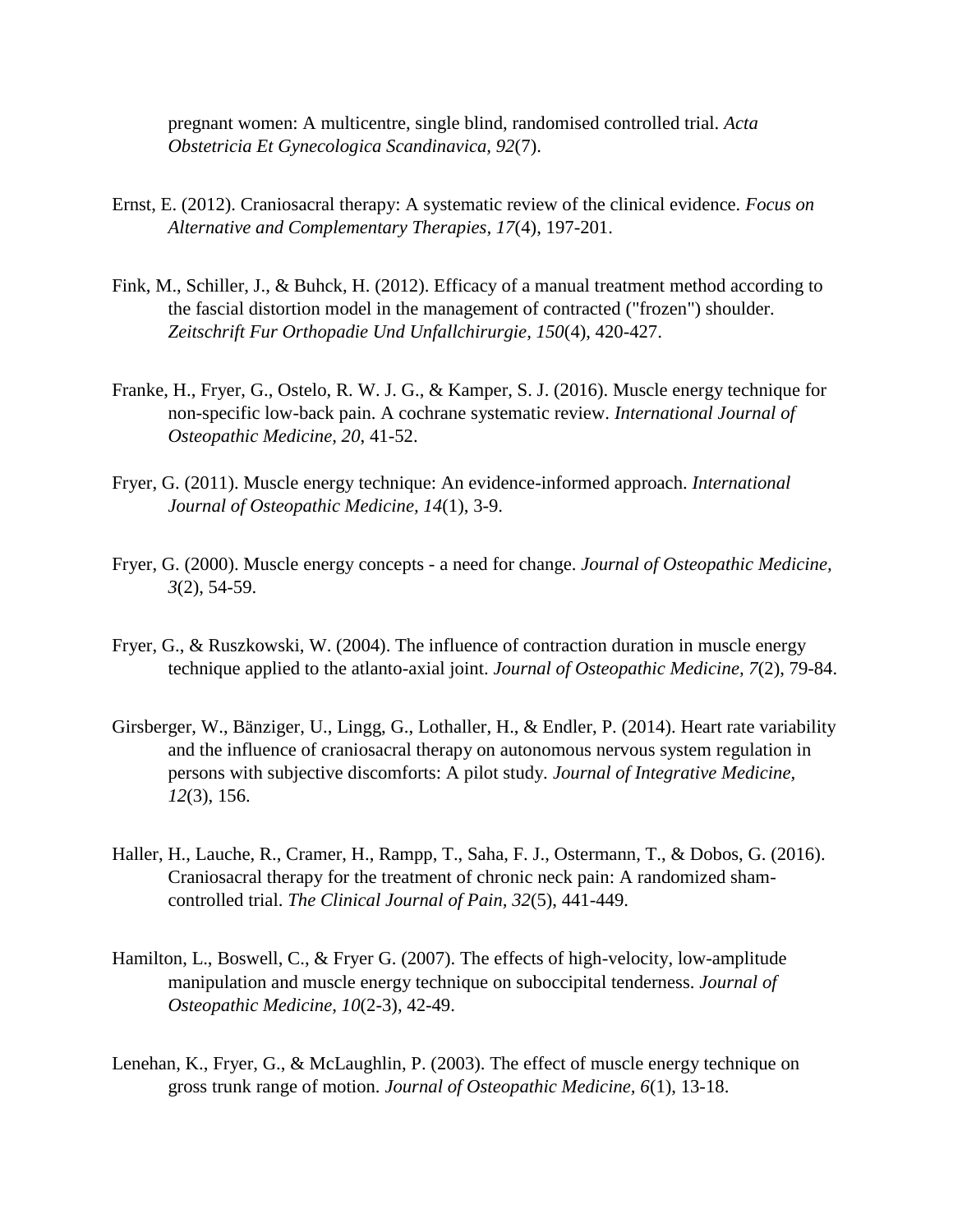pregnant women: A multicentre, single blind, randomised controlled trial. *Acta Obstetricia Et Gynecologica Scandinavica, 92*(7).

Ernst, E. (2012). Craniosacral therapy: A systematic review of the clinical evidence. *Focus on Alternative and Complementary Therapies, 17*(4), 197-201.

Fink, M., Schiller, J., & Buhck, H. (2012). Efficacy of a manual treatment method according to the fascial distortion model in the management of contracted ("frozen") shoulder. *Zeitschrift Fur Orthopadie Und Unfallchirurgie, 150*(4), 420-427.

Franke, H., Fryer, G., Ostelo, R. W. J. G., & Kamper, S. J. (2016). Muscle energy technique for non-specific low-back pain. A cochrane systematic review. *International Journal of Osteopathic Medicine, 20*, 41-52.

Fryer, G. (2011). Muscle energy technique: An evidence-informed approach. *International Journal of Osteopathic Medicine, 14*(1), 3-9.

Fryer, G. (2000). Muscle energy concepts - a need for change. *Journal of Osteopathic Medicine, 3*(2), 54-59.

Fryer, G., & Ruszkowski, W. (2004). The influence of contraction duration in muscle energy technique applied to the atlanto-axial joint. *Journal of Osteopathic Medicine, 7*(2), 79-84.

Girsberger, W., Bänziger, U., Lingg, G., Lothaller, H., & Endler, P. (2014). Heart rate variability and the influence of craniosacral therapy on autonomous nervous system regulation in persons with subjective discomforts: A pilot study. *Journal of Integrative Medicine, 12*(3), 156.

Haller, H., Lauche, R., Cramer, H., Rampp, T., Saha, F. J., Ostermann, T., & Dobos, G. (2016). Craniosacral therapy for the treatment of chronic neck pain: A randomized sham-controlled trial. *The Clinical Journal of Pain, 32*(5), 441-449.

Hamilton, L., Boswell, C., & Fryer G. (2007). The effects of high-velocity, low-amplitude manipulation and muscle energy technique on suboccipital tenderness. *Journal of Osteopathic Medicine, 10*(2-3), 42-49.

Lenehan, K., Fryer, G., & McLaughlin, P. (2003). The effect of muscle energy technique on gross trunk range of motion. *Journal of Osteopathic Medicine, 6*(1), 13-18.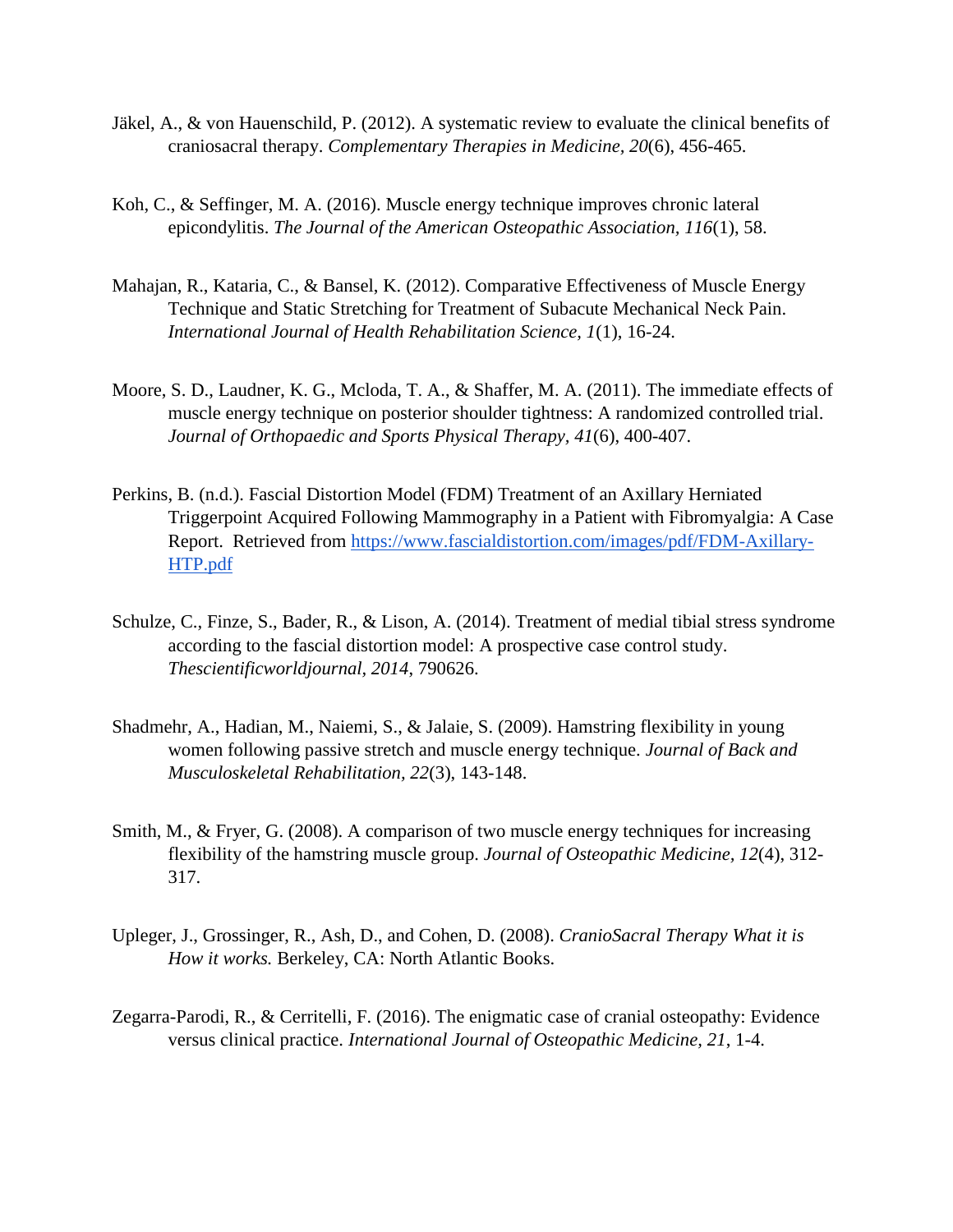Jäkel, A., & von Hauenschild, P. (2012). A systematic review to evaluate the clinical benefits of craniosacral therapy. *Complementary Therapies in Medicine*, *20*(6), 456-465.

Koh, C., & Seffinger, M. A. (2016). Muscle energy technique improves chronic lateral epicondylitis. *The Journal of the American Osteopathic Association, 116*(1), 58.

Mahajan, R., Kataria, C., & Bansel, K. (2012). Comparative Effectiveness of Muscle Energy Technique and Static Stretching for Treatment of Subacute Mechanical Neck Pain. *International Journal of Health Rehabilitation Science, 1*(1), 16-24.

Moore, S. D., Laudner, K. G., Mcloda, T. A., & Shaffer, M. A. (2011). The immediate effects of muscle energy technique on posterior shoulder tightness: A randomized controlled trial. *Journal of Orthopaedic and Sports Physical Therapy, 41*(6), 400-407.

Perkins, B. (n.d.). Fascial Distortion Model (FDM) Treatment of an Axillary Herniated Triggerpoint Acquired Following Mammography in a Patient with Fibromyalgia: A Case Report. Retrieved from https://www.fascialdistortion.com/images/pdf/FDM-Axillary-HTP.pdf

Schulze, C., Finze, S., Bader, R., & Lison, A. (2014). Treatment of medial tibial stress syndrome according to the fascial distortion model: A prospective case control study. *Thescientificworldjournal, 2014*, 790626.

Shadmehr, A., Hadian, M., Naiemi, S., & Jalaie, S. (2009). Hamstring flexibility in young women following passive stretch and muscle energy technique. *Journal of Back and Musculoskeletal Rehabilitation, 22*(3), 143-148.

Smith, M., & Fryer, G. (2008). A comparison of two muscle energy techniques for increasing flexibility of the hamstring muscle group. *Journal of Osteopathic Medicine, 12*(4), 312-317.

Upleger, J., Grossinger, R., Ash, D., and Cohen, D. (2008). *CranioSacral Therapy What it is How it works.* Berkeley, CA: North Atlantic Books.

Zegarra-Parodi, R., & Cerritelli, F. (2016). The enigmatic case of cranial osteopathy: Evidence versus clinical practice. *International Journal of Osteopathic Medicine, 21*, 1-4.